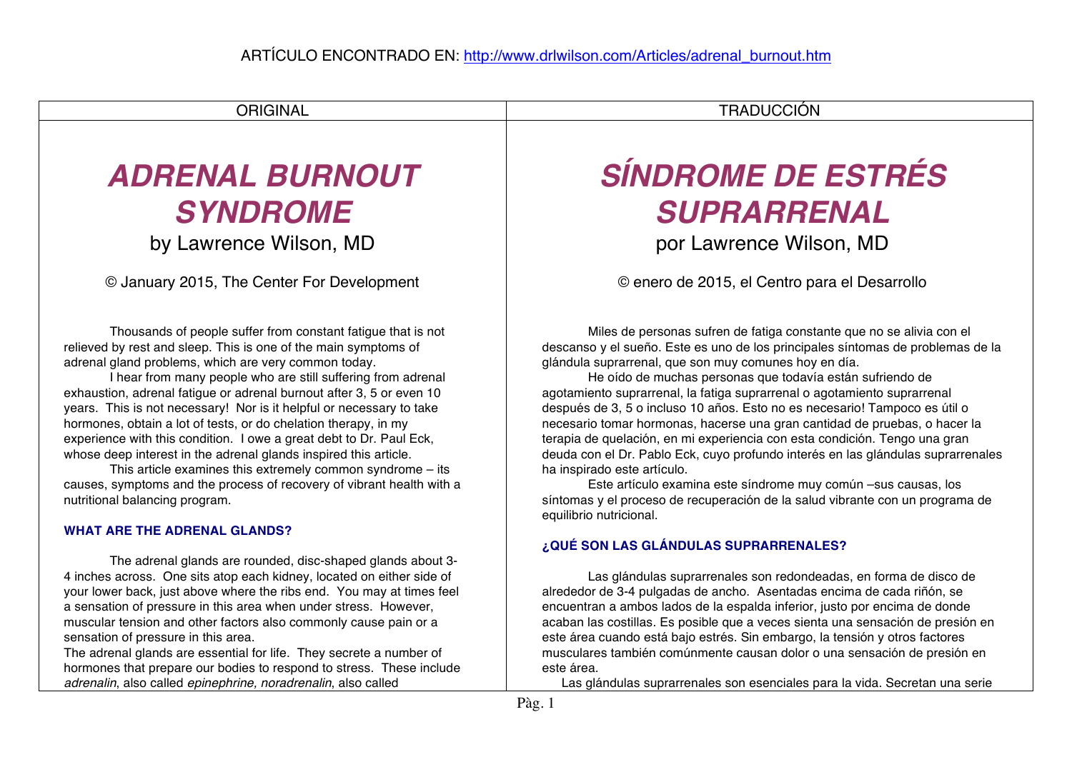ARTÍCULO ENCONTRADO EN: http://www.drlwilson.com/Articles/adrenal_burnout.htm

| ORIGINAL | TRADUCCIÓN |
|---|---|
| ***ADRENAL BURNOUT SYNDROME*** | ***SÍNDROME DE ESTRÉS SUPRARRENAL*** |
| by Lawrence Wilson, MD | por Lawrence Wilson, MD |
| © January 2015, The Center For Development | © enero de 2015, el Centro para el Desarrollo |
| Thousands of people suffer from constant fatigue that is not relieved by rest and sleep. This is one of the main symptoms of adrenal gland problems, which are very common today. | Miles de personas sufren de fatiga constante que no se alivia con el descanso y el sueño. Este es uno de los principales síntomas de problemas de la glándula suprarrenal, que son muy comunes hoy en día. |
| I hear from many people who are still suffering from adrenal exhaustion, adrenal fatigue or adrenal burnout after 3, 5 or even 10 years. This is not necessary! Nor is it helpful or necessary to take hormones, obtain a lot of tests, or do chelation therapy, in my experience with this condition. I owe a great debt to Dr. Paul Eck, whose deep interest in the adrenal glands inspired this article. | He oído de muchas personas que todavía están sufriendo de agotamiento suprarrenal, la fatiga suprarrenal o agotamiento suprarrenal después de 3, 5 o incluso 10 años. Esto no es necesario! Tampoco es útil o necesario tomar hormonas, hacerse una gran cantidad de pruebas, o hacer la terapia de quelación, en mi experiencia con esta condición. Tengo una gran deuda con el Dr. Pablo Eck, cuyo profundo interés en las glándulas suprarrenales ha inspirado este artículo. |
| This article examines this extremely common syndrome – its causes, symptoms and the process of recovery of vibrant health with a nutritional balancing program. | Este artículo examina este síndrome muy común –sus causas, los síntomas y el proceso de recuperación de la salud vibrante con un programa de equilibrio nutricional. |
| **WHAT ARE THE ADRENAL GLANDS?** | **¿QUÉ SON LAS GLÁNDULAS SUPRARRENALES?** |
| The adrenal glands are rounded, disc-shaped glands about 3-4 inches across. One sits atop each kidney, located on either side of your lower back, just above where the ribs end. You may at times feel a sensation of pressure in this area when under stress. However, muscular tension and other factors also commonly cause pain or a sensation of pressure in this area. | Las glándulas suprarrenales son redondeadas, en forma de disco de alrededor de 3-4 pulgadas de ancho. Asentadas encima de cada riñón, se encuentran a ambos lados de la espalda inferior, justo por encima de donde acaban las costillas. Es posible que a veces sienta una sensación de presión en este área cuando está bajo estrés. Sin embargo, la tensión y otros factores musculares también comúnmente causan dolor o una sensación de presión en este área. |
| The adrenal glands are essential for life. They secrete a number of hormones that prepare our bodies to respond to stress. These include *adrenalin*, also called *epinephrine, noradrenalin*, also called | Las glándulas suprarrenales son esenciales para la vida. Secretan una serie |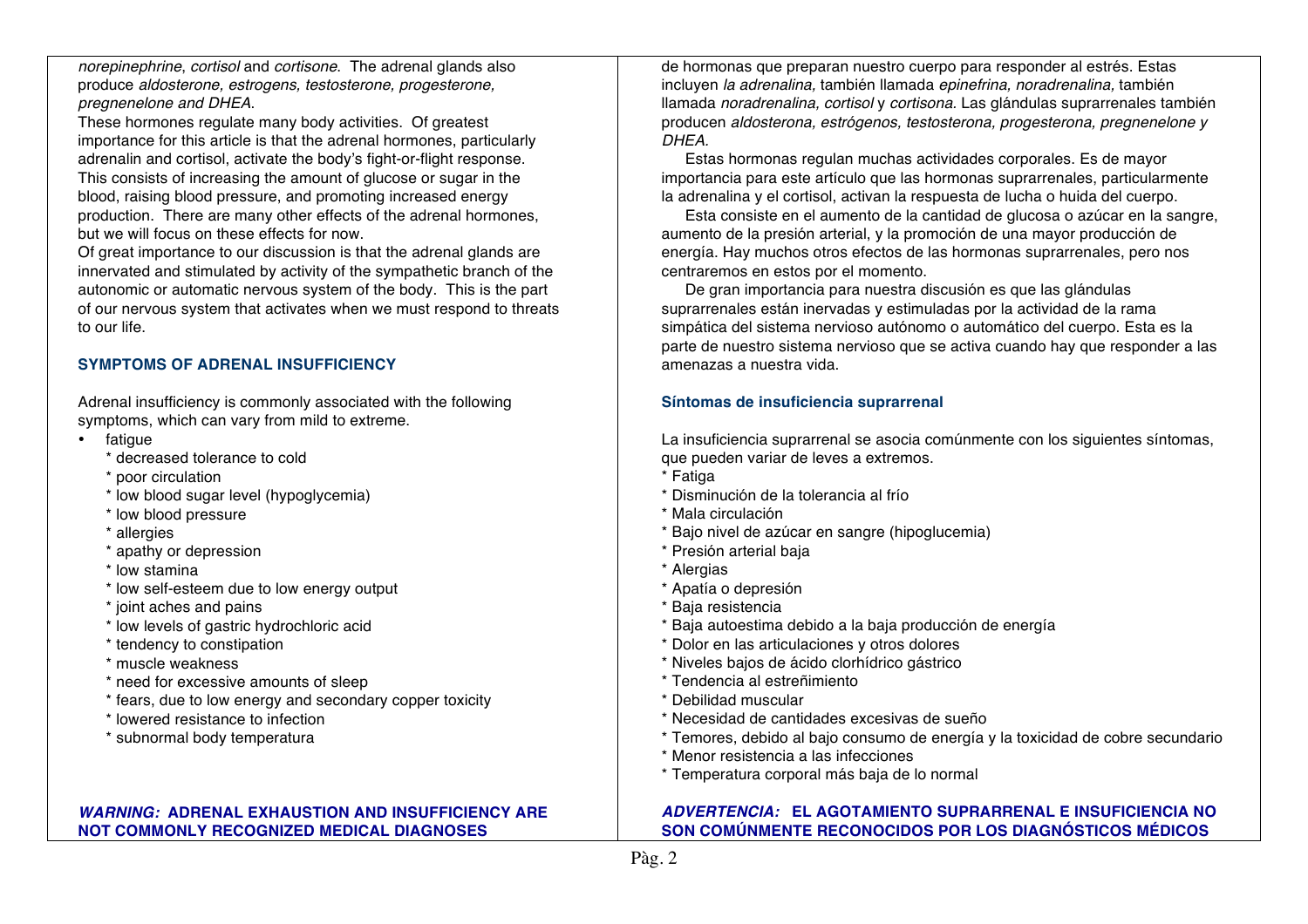*norepinephrine*, *cortisol* and *cortisone*. The adrenal glands also produce *aldosterone, estrogens, testosterone, progesterone, pregnenelone and DHEA.*

These hormones regulate many body activities. Of greatest importance for this article is that the adrenal hormones, particularly adrenalin and cortisol, activate the body's fight-or-flight response. This consists of increasing the amount of glucose or sugar in the blood, raising blood pressure, and promoting increased energy production. There are many other effects of the adrenal hormones, but we will focus on these effects for now.

Of great importance to our discussion is that the adrenal glands are innervated and stimulated by activity of the sympathetic branch of the autonomic or automatic nervous system of the body. This is the part of our nervous system that activates when we must respond to threats to our life.

### SYMPTOMS OF ADRENAL INSUFFICIENCY

Adrenal insufficiency is commonly associated with the following symptoms, which can vary from mild to extreme.

- fatigue
  * decreased tolerance to cold
  * poor circulation
  * low blood sugar level (hypoglycemia)
  * low blood pressure
  * allergies
  * apathy or depression
  * low stamina
  * low self-esteem due to low energy output
  * joint aches and pains
  * low levels of gastric hydrochloric acid
  * tendency to constipation
  * muscle weakness
  * need for excessive amounts of sleep
  * fears, due to low energy and secondary copper toxicity
  * lowered resistance to infection
  * subnormal body temperatura

### *WARNING:* ADRENAL EXHAUSTION AND INSUFFICIENCY ARE NOT COMMONLY RECOGNIZED MEDICAL DIAGNOSES

de hormonas que preparan nuestro cuerpo para responder al estrés. Estas incluyen *la adrenalina,* también llamada *epinefrina, noradrenalina,* también llamada *noradrenalina, cortisol* y *cortisona.* Las glándulas suprarrenales también producen *aldosterona, estrógenos, testosterona, progesterona, pregnenelone y DHEA.*

Estas hormonas regulan muchas actividades corporales. Es de mayor importancia para este artículo que las hormonas suprarrenales, particularmente la adrenalina y el cortisol, activan la respuesta de lucha o huida del cuerpo.

Esta consiste en el aumento de la cantidad de glucosa o azúcar en la sangre, aumento de la presión arterial, y la promoción de una mayor producción de energía. Hay muchos otros efectos de las hormonas suprarrenales, pero nos centraremos en estos por el momento.

De gran importancia para nuestra discusión es que las glándulas suprarrenales están inervadas y estimuladas por la actividad de la rama simpática del sistema nervioso autónomo o automático del cuerpo. Esta es la parte de nuestro sistema nervioso que se activa cuando hay que responder a las amenazas a nuestra vida.

### Síntomas de insuficiencia suprarrenal

La insuficiencia suprarrenal se asocia comúnmente con los siguientes síntomas, que pueden variar de leves a extremos.

* Fatiga
* Disminución de la tolerancia al frío
* Mala circulación
* Bajo nivel de azúcar en sangre (hipoglucemia)
* Presión arterial baja
* Alergias
* Apatía o depresión
* Baja resistencia
* Baja autoestima debido a la baja producción de energía
* Dolor en las articulaciones y otros dolores
* Niveles bajos de ácido clorhídrico gástrico
* Tendencia al estreñimiento
* Debilidad muscular
* Necesidad de cantidades excesivas de sueño
* Temores, debido al bajo consumo de energía y la toxicidad de cobre secundario
* Menor resistencia a las infecciones
* Temperatura corporal más baja de lo normal

### *ADVERTENCIA:* EL AGOTAMIENTO SUPRARRENAL E INSUFICIENCIA NO SON COMÚNMENTE RECONOCIDOS POR LOS DIAGNÓSTICOS MÉDICOS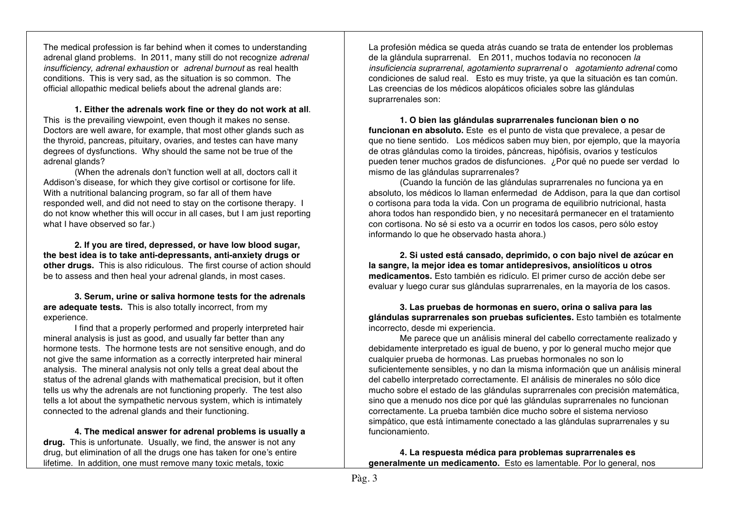The medical profession is far behind when it comes to understanding adrenal gland problems. In 2011, many still do not recognize *adrenal insufficiency, adrenal exhaustion* or *adrenal burnout* as real health conditions. This is very sad, as the situation is so common. The official allopathic medical beliefs about the adrenal glands are:

**1. Either the adrenals work fine or they do not work at all**. This is the prevailing viewpoint, even though it makes no sense. Doctors are well aware, for example, that most other glands such as the thyroid, pancreas, pituitary, ovaries, and testes can have many degrees of dysfunctions. Why should the same not be true of the adrenal glands?

(When the adrenals don't function well at all, doctors call it Addison's disease, for which they give cortisol or cortisone for life. With a nutritional balancing program, so far all of them have responded well, and did not need to stay on the cortisone therapy. I do not know whether this will occur in all cases, but I am just reporting what I have observed so far.)

**2. If you are tired, depressed, or have low blood sugar, the best idea is to take anti-depressants, anti-anxiety drugs or other drugs.** This is also ridiculous. The first course of action should be to assess and then heal your adrenal glands, in most cases.

**3. Serum, urine or saliva hormone tests for the adrenals are adequate tests.** This is also totally incorrect, from my experience.

I find that a properly performed and properly interpreted hair mineral analysis is just as good, and usually far better than any hormone tests. The hormone tests are not sensitive enough, and do not give the same information as a correctly interpreted hair mineral analysis. The mineral analysis not only tells a great deal about the status of the adrenal glands with mathematical precision, but it often tells us why the adrenals are not functioning properly. The test also tells a lot about the sympathetic nervous system, which is intimately connected to the adrenal glands and their functioning.

**4. The medical answer for adrenal problems is usually a drug.** This is unfortunate. Usually, we find, the answer is not any drug, but elimination of all the drugs one has taken for one's entire lifetime. In addition, one must remove many toxic metals, toxic

La profesión médica se queda atrás cuando se trata de entender los problemas de la glándula suprarrenal. En 2011, muchos todavía no reconocen *la insuficiencia suprarrenal, agotamiento suprarrenal* o *agotamiento adrenal* como condiciones de salud real. Esto es muy triste, ya que la situación es tan común. Las creencias de los médicos alopáticos oficiales sobre las glándulas suprarrenales son:

**1. O bien las glándulas suprarrenales funcionan bien o no funcionan en absoluto.** Este es el punto de vista que prevalece, a pesar de que no tiene sentido. Los médicos saben muy bien, por ejemplo, que la mayoría de otras glándulas como la tiroides, páncreas, hipófisis, ovarios y testículos pueden tener muchos grados de disfunciones. ¿Por qué no puede ser verdad lo mismo de las glándulas suprarrenales?

(Cuando la función de las glándulas suprarrenales no funciona ya en absoluto, los médicos lo llaman enfermedad de Addison, para la que dan cortisol o cortisona para toda la vida. Con un programa de equilibrio nutricional, hasta ahora todos han respondido bien, y no necesitará permanecer en el tratamiento con cortisona. No sé si esto va a ocurrir en todos los casos, pero sólo estoy informando lo que he observado hasta ahora.)

**2. Si usted está cansado, deprimido, o con bajo nivel de azúcar en la sangre, la mejor idea es tomar antidepresivos, ansiolíticos u otros medicamentos.** Esto también es ridículo. El primer curso de acción debe ser evaluar y luego curar sus glándulas suprarrenales, en la mayoría de los casos.

**3. Las pruebas de hormonas en suero, orina o saliva para las glándulas suprarrenales son pruebas suficientes.** Esto también es totalmente incorrecto, desde mi experiencia.

Me parece que un análisis mineral del cabello correctamente realizado y debidamente interpretado es igual de bueno, y por lo general mucho mejor que cualquier prueba de hormonas. Las pruebas hormonales no son lo suficientemente sensibles, y no dan la misma información que un análisis mineral del cabello interpretado correctamente. El análisis de minerales no sólo dice mucho sobre el estado de las glándulas suprarrenales con precisión matemática, sino que a menudo nos dice por qué las glándulas suprarrenales no funcionan correctamente. La prueba también dice mucho sobre el sistema nervioso simpático, que está íntimamente conectado a las glándulas suprarrenales y su funcionamiento.

**4. La respuesta médica para problemas suprarrenales es generalmente un medicamento.** Esto es lamentable. Por lo general, nos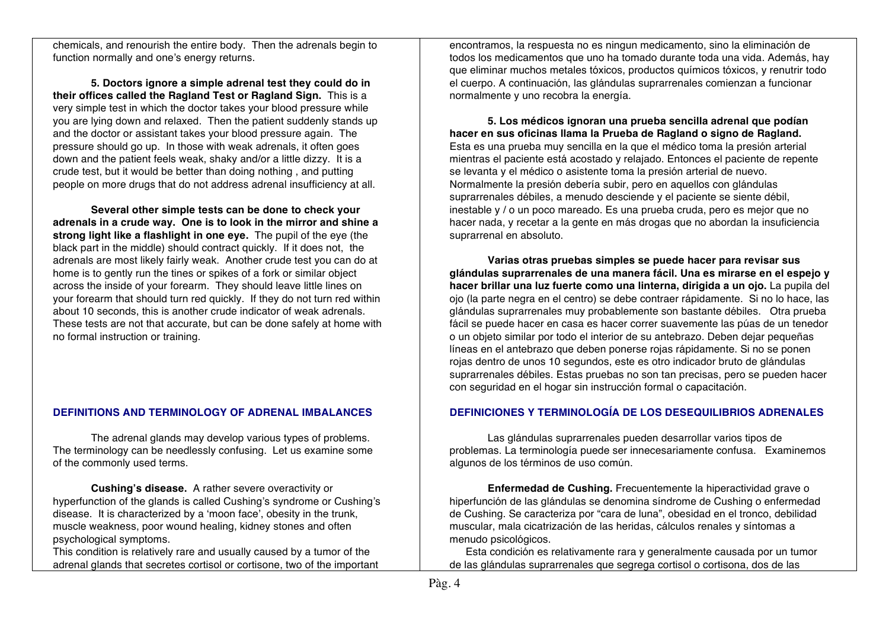chemicals, and renourish the entire body. Then the adrenals begin to function normally and one's energy returns.

**5. Doctors ignore a simple adrenal test they could do in their offices called the Ragland Test or Ragland Sign.** This is a very simple test in which the doctor takes your blood pressure while you are lying down and relaxed. Then the patient suddenly stands up and the doctor or assistant takes your blood pressure again. The pressure should go up. In those with weak adrenals, it often goes down and the patient feels weak, shaky and/or a little dizzy. It is a crude test, but it would be better than doing nothing , and putting people on more drugs that do not address adrenal insufficiency at all.

**Several other simple tests can be done to check your adrenals in a crude way. One is to look in the mirror and shine a strong light like a flashlight in one eye.** The pupil of the eye (the black part in the middle) should contract quickly. If it does not, the adrenals are most likely fairly weak. Another crude test you can do at home is to gently run the tines or spikes of a fork or similar object across the inside of your forearm. They should leave little lines on your forearm that should turn red quickly. If they do not turn red within about 10 seconds, this is another crude indicator of weak adrenals. These tests are not that accurate, but can be done safely at home with no formal instruction or training.

## DEFINITIONS AND TERMINOLOGY OF ADRENAL IMBALANCES

The adrenal glands may develop various types of problems. The terminology can be needlessly confusing. Let us examine some of the commonly used terms.

**Cushing's disease.** A rather severe overactivity or hyperfunction of the glands is called Cushing's syndrome or Cushing's disease. It is characterized by a 'moon face', obesity in the trunk, muscle weakness, poor wound healing, kidney stones and often psychological symptoms.
This condition is relatively rare and usually caused by a tumor of the adrenal glands that secretes cortisol or cortisone, two of the important

encontramos, la respuesta no es ningun medicamento, sino la eliminación de todos los medicamentos que uno ha tomado durante toda una vida. Además, hay que eliminar muchos metales tóxicos, productos químicos tóxicos, y renutrir todo el cuerpo. A continuación, las glándulas suprarrenales comienzan a funcionar normalmente y uno recobra la energía.

**5. Los médicos ignoran una prueba sencilla adrenal que podían hacer en sus oficinas llama la Prueba de Ragland o signo de Ragland.** Esta es una prueba muy sencilla en la que el médico toma la presión arterial mientras el paciente está acostado y relajado. Entonces el paciente de repente se levanta y el médico o asistente toma la presión arterial de nuevo. Normalmente la presión debería subir, pero en aquellos con glándulas suprarrenales débiles, a menudo desciende y el paciente se siente débil, inestable y / o un poco mareado. Es una prueba cruda, pero es mejor que no hacer nada, y recetar a la gente en más drogas que no abordan la insuficiencia suprarrenal en absoluto.

**Varias otras pruebas simples se puede hacer para revisar sus glándulas suprarrenales de una manera fácil. Una es mirarse en el espejo y hacer brillar una luz fuerte como una linterna, dirigida a un ojo.** La pupila del ojo (la parte negra en el centro) se debe contraer rápidamente. Si no lo hace, las glándulas suprarrenales muy probablemente son bastante débiles. Otra prueba fácil se puede hacer en casa es hacer correr suavemente las púas de un tenedor o un objeto similar por todo el interior de su antebrazo. Deben dejar pequeñas líneas en el antebrazo que deben ponerse rojas rápidamente. Si no se ponen rojas dentro de unos 10 segundos, este es otro indicador bruto de glándulas suprarrenales débiles. Estas pruebas no son tan precisas, pero se pueden hacer con seguridad en el hogar sin instrucción formal o capacitación.

## DEFINICIONES Y TERMINOLOGÍA DE LOS DESEQUILIBRIOS ADRENALES

Las glándulas suprarrenales pueden desarrollar varios tipos de problemas. La terminología puede ser innecesariamente confusa. Examinemos algunos de los términos de uso común.

**Enfermedad de Cushing.** Frecuentemente la hiperactividad grave o hiperfunción de las glándulas se denomina síndrome de Cushing o enfermedad de Cushing. Se caracteriza por "cara de luna", obesidad en el tronco, debilidad muscular, mala cicatrización de las heridas, cálculos renales y síntomas a menudo psicológicos.
Esta condición es relativamente rara y generalmente causada por un tumor de las glándulas suprarrenales que segrega cortisol o cortisona, dos de las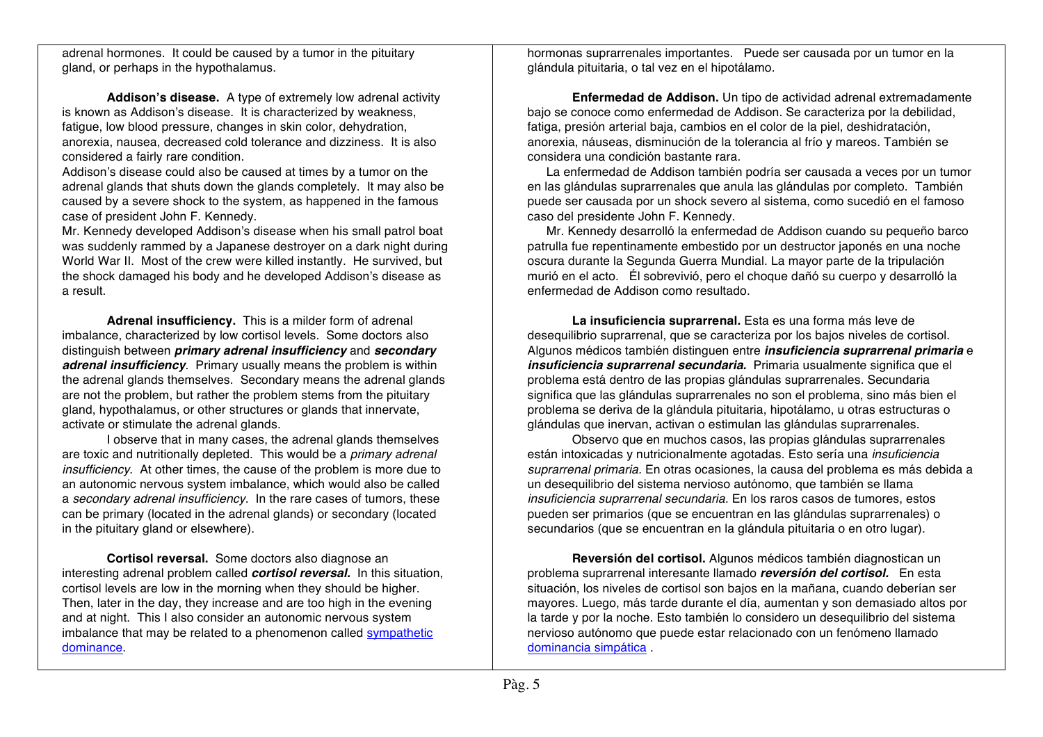adrenal hormones. It could be caused by a tumor in the pituitary gland, or perhaps in the hypothalamus.

**Addison's disease.** A type of extremely low adrenal activity is known as Addison's disease. It is characterized by weakness, fatigue, low blood pressure, changes in skin color, dehydration, anorexia, nausea, decreased cold tolerance and dizziness. It is also considered a fairly rare condition.

Addison's disease could also be caused at times by a tumor on the adrenal glands that shuts down the glands completely. It may also be caused by a severe shock to the system, as happened in the famous case of president John F. Kennedy.

Mr. Kennedy developed Addison's disease when his small patrol boat was suddenly rammed by a Japanese destroyer on a dark night during World War II. Most of the crew were killed instantly. He survived, but the shock damaged his body and he developed Addison's disease as a result.

**Adrenal insufficiency.** This is a milder form of adrenal imbalance, characterized by low cortisol levels. Some doctors also distinguish between ***primary adrenal insufficiency*** and ***secondary adrenal insufficiency***. Primary usually means the problem is within the adrenal glands themselves. Secondary means the adrenal glands are not the problem, but rather the problem stems from the pituitary gland, hypothalamus, or other structures or glands that innervate, activate or stimulate the adrenal glands.

I observe that in many cases, the adrenal glands themselves are toxic and nutritionally depleted. This would be a *primary adrenal insufficiency*. At other times, the cause of the problem is more due to an autonomic nervous system imbalance, which would also be called a *secondary adrenal insufficiency*. In the rare cases of tumors, these can be primary (located in the adrenal glands) or secondary (located in the pituitary gland or elsewhere).

**Cortisol reversal.** Some doctors also diagnose an interesting adrenal problem called ***cortisol reversal.*** In this situation, cortisol levels are low in the morning when they should be higher. Then, later in the day, they increase and are too high in the evening and at night. This I also consider an autonomic nervous system imbalance that may be related to a phenomenon called sympathetic dominance.

hormonas suprarrenales importantes. Puede ser causada por un tumor en la glándula pituitaria, o tal vez en el hipotálamo.

**Enfermedad de Addison.** Un tipo de actividad adrenal extremadamente bajo se conoce como enfermedad de Addison. Se caracteriza por la debilidad, fatiga, presión arterial baja, cambios en el color de la piel, deshidratación, anorexia, náuseas, disminución de la tolerancia al frío y mareos. También se considera una condición bastante rara.

La enfermedad de Addison también podría ser causada a veces por un tumor en las glándulas suprarrenales que anula las glándulas por completo. También puede ser causada por un shock severo al sistema, como sucedió en el famoso caso del presidente John F. Kennedy.

Mr. Kennedy desarrolló la enfermedad de Addison cuando su pequeño barco patrulla fue repentinamente embestido por un destructor japonés en una noche oscura durante la Segunda Guerra Mundial. La mayor parte de la tripulación murió en el acto. Él sobrevivió, pero el choque dañó su cuerpo y desarrolló la enfermedad de Addison como resultado.

**La insuficiencia suprarrenal.** Esta es una forma más leve de desequilibrio suprarrenal, que se caracteriza por los bajos niveles de cortisol. Algunos médicos también distinguen entre ***insuficiencia suprarrenal primaria*** e ***insuficiencia suprarrenal secundaria.*** Primaria usualmente significa que el problema está dentro de las propias glándulas suprarrenales. Secundaria significa que las glándulas suprarrenales no son el problema, sino más bien el problema se deriva de la glándula pituitaria, hipotálamo, u otras estructuras o glándulas que inervan, activan o estimulan las glándulas suprarrenales.

Observo que en muchos casos, las propias glándulas suprarrenales están intoxicadas y nutricionalmente agotadas. Esto sería una *insuficiencia suprarrenal primaria.* En otras ocasiones, la causa del problema es más debida a un desequilibrio del sistema nervioso autónomo, que también se llama *insuficiencia suprarrenal secundaria.* En los raros casos de tumores, estos pueden ser primarios (que se encuentran en las glándulas suprarrenales) o secundarios (que se encuentran en la glándula pituitaria o en otro lugar).

**Reversión del cortisol.** Algunos médicos también diagnostican un problema suprarrenal interesante llamado ***reversión del cortisol.*** En esta situación, los niveles de cortisol son bajos en la mañana, cuando deberían ser mayores. Luego, más tarde durante el día, aumentan y son demasiado altos por la tarde y por la noche. Esto también lo considero un desequilibrio del sistema nervioso autónomo que puede estar relacionado con un fenómeno llamado dominancia simpática .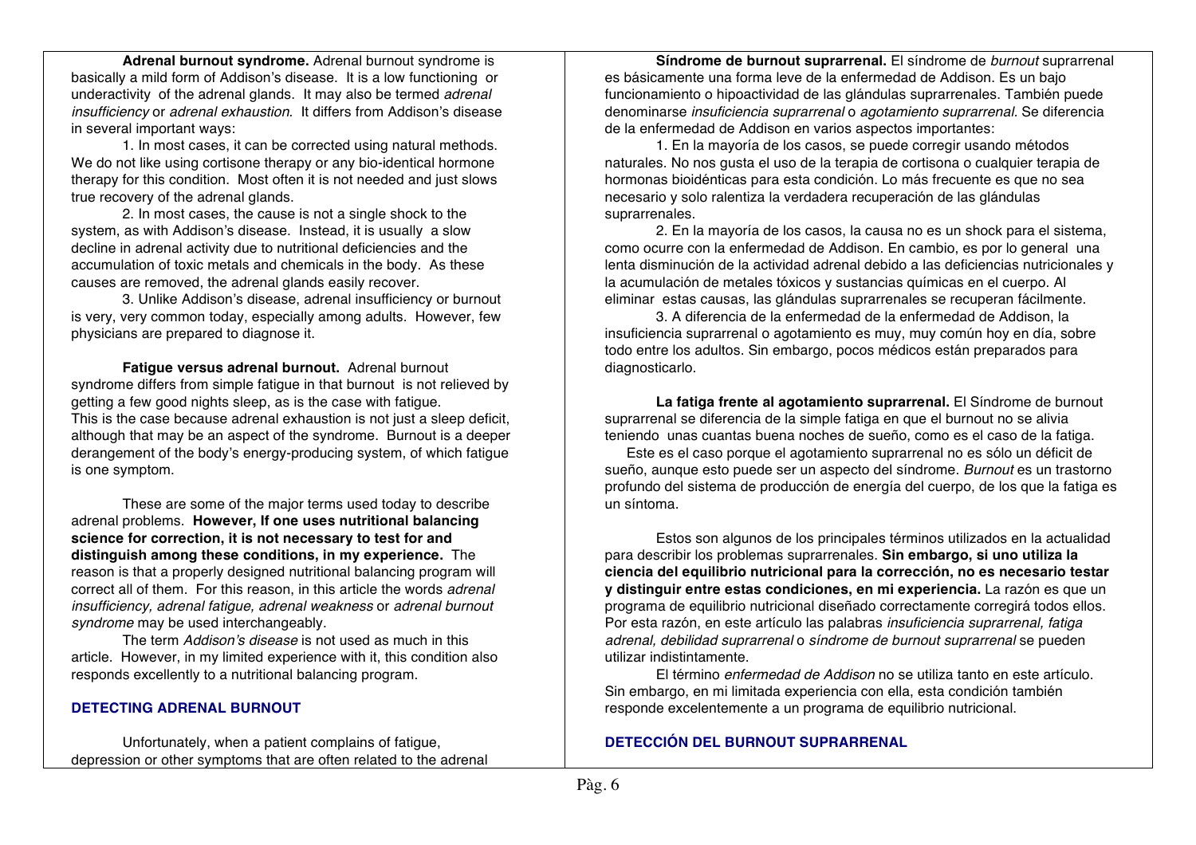**Adrenal burnout syndrome.** Adrenal burnout syndrome is basically a mild form of Addison's disease. It is a low functioning or underactivity of the adrenal glands. It may also be termed *adrenal insufficiency* or *adrenal exhaustion*. It differs from Addison's disease in several important ways:

1. In most cases, it can be corrected using natural methods. We do not like using cortisone therapy or any bio-identical hormone therapy for this condition. Most often it is not needed and just slows true recovery of the adrenal glands.

2. In most cases, the cause is not a single shock to the system, as with Addison's disease. Instead, it is usually a slow decline in adrenal activity due to nutritional deficiencies and the accumulation of toxic metals and chemicals in the body. As these causes are removed, the adrenal glands easily recover.

3. Unlike Addison's disease, adrenal insufficiency or burnout is very, very common today, especially among adults. However, few physicians are prepared to diagnose it.

**Fatigue versus adrenal burnout.** Adrenal burnout syndrome differs from simple fatigue in that burnout is not relieved by getting a few good nights sleep, as is the case with fatigue. This is the case because adrenal exhaustion is not just a sleep deficit, although that may be an aspect of the syndrome. Burnout is a deeper derangement of the body's energy-producing system, of which fatigue is one symptom.

These are some of the major terms used today to describe adrenal problems. **However, If one uses nutritional balancing science for correction, it is not necessary to test for and distinguish among these conditions, in my experience.** The reason is that a properly designed nutritional balancing program will correct all of them. For this reason, in this article the words *adrenal insufficiency, adrenal fatigue, adrenal weakness* or *adrenal burnout syndrome* may be used interchangeably.

The term *Addison's disease* is not used as much in this article. However, in my limited experience with it, this condition also responds excellently to a nutritional balancing program.

## DETECTING ADRENAL BURNOUT

Unfortunately, when a patient complains of fatigue, depression or other symptoms that are often related to the adrenal

**Síndrome de burnout suprarrenal.** El síndrome de *burnout* suprarrenal es básicamente una forma leve de la enfermedad de Addison. Es un bajo funcionamiento o hipoactividad de las glándulas suprarrenales. También puede denominarse *insuficiencia suprarrenal* o *agotamiento suprarrenal.* Se diferencia de la enfermedad de Addison en varios aspectos importantes:

1. En la mayoría de los casos, se puede corregir usando métodos naturales. No nos gusta el uso de la terapia de cortisona o cualquier terapia de hormonas bioidénticas para esta condición. Lo más frecuente es que no sea necesario y solo ralentiza la verdadera recuperación de las glándulas suprarrenales.

2. En la mayoría de los casos, la causa no es un shock para el sistema, como ocurre con la enfermedad de Addison. En cambio, es por lo general una lenta disminución de la actividad adrenal debido a las deficiencias nutricionales y la acumulación de metales tóxicos y sustancias químicas en el cuerpo. Al eliminar estas causas, las glándulas suprarrenales se recuperan fácilmente.

3. A diferencia de la enfermedad de Addison, la insuficiencia suprarrenal o agotamiento es muy, muy común hoy en día, sobre todo entre los adultos. Sin embargo, pocos médicos están preparados para diagnosticarlo.

**La fatiga frente al agotamiento suprarrenal.** El Síndrome de burnout suprarrenal se diferencia de la simple fatiga en que el burnout no se alivia teniendo unas cuantas buena noches de sueño, como es el caso de la fatiga. Este es el caso porque el agotamiento suprarrenal no es sólo un déficit de sueño, aunque esto puede ser un aspecto del síndrome. *Burnout* es un trastorno profundo del sistema de producción de energía del cuerpo, de los que la fatiga es un síntoma.

Estos son algunos de los principales términos utilizados en la actualidad para describir los problemas suprarrenales. **Sin embargo, si uno utiliza la ciencia del equilibrio nutricional para la corrección, no es necesario testar y distinguir entre estas condiciones, en mi experiencia.** La razón es que un programa de equilibrio nutricional diseñado correctamente corregirá todos ellos. Por esta razón, en este artículo las palabras *insuficiencia suprarrenal, fatiga adrenal, debilidad suprarrenal* o *síndrome de burnout suprarrenal* se pueden utilizar indistintamente.

El término *enfermedad de Addison* no se utiliza tanto en este artículo. Sin embargo, en mi limitada experiencia con ella, esta condición también responde excelentemente a un programa de equilibrio nutricional.

## DETECCIÓN DEL BURNOUT SUPRARRENAL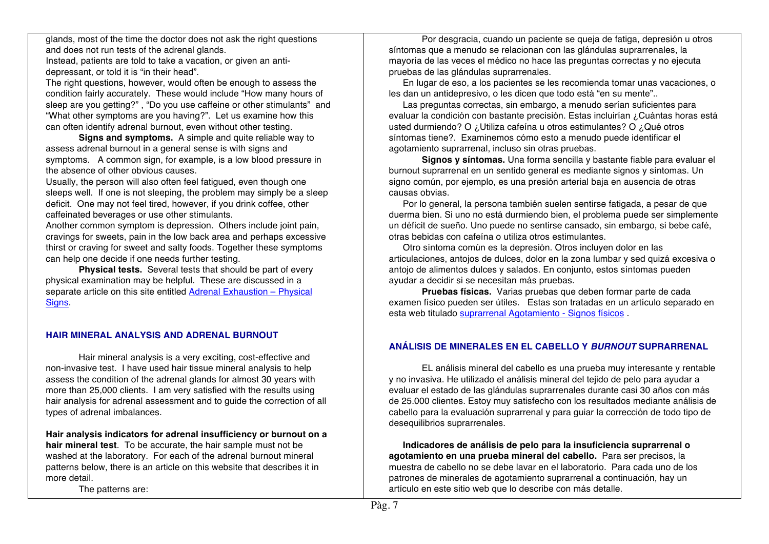glands, most of the time the doctor does not ask the right questions and does not run tests of the adrenal glands.

Instead, patients are told to take a vacation, or given an anti-depressant, or told it is "in their head".

The right questions, however, would often be enough to assess the condition fairly accurately. These would include "How many hours of sleep are you getting?" , "Do you use caffeine or other stimulants" and "What other symptoms are you having?". Let us examine how this can often identify adrenal burnout, even without other testing.

**Signs and symptoms.** A simple and quite reliable way to assess adrenal burnout in a general sense is with signs and symptoms. A common sign, for example, is a low blood pressure in the absence of other obvious causes.

Usually, the person will also often feel fatigued, even though one sleeps well. If one is not sleeping, the problem may simply be a sleep deficit. One may not feel tired, however, if you drink coffee, other caffeinated beverages or use other stimulants.

Another common symptom is depression. Others include joint pain, cravings for sweets, pain in the low back area and perhaps excessive thirst or craving for sweet and salty foods. Together these symptoms can help one decide if one needs further testing.

**Physical tests.** Several tests that should be part of every physical examination may be helpful. These are discussed in a separate article on this site entitled [Adrenal Exhaustion – Physical Signs].

**HAIR MINERAL ANALYSIS AND ADRENAL BURNOUT**

Hair mineral analysis is a very exciting, cost-effective and non-invasive test. I have used hair tissue mineral analysis to help assess the condition of the adrenal glands for almost 30 years with more than 25,000 clients. I am very satisfied with the results using hair analysis for adrenal assessment and to guide the correction of all types of adrenal imbalances.

**Hair analysis indicators for adrenal insufficiency or burnout on a hair mineral test**. To be accurate, the hair sample must not be washed at the laboratory. For each of the adrenal burnout mineral patterns below, there is an article on this website that describes it in more detail.

The patterns are:

Por desgracia, cuando un paciente se queja de fatiga, depresión u otros síntomas que a menudo se relacionan con las glándulas suprarrenales, la mayoría de las veces el médico no hace las preguntas correctas y no ejecuta pruebas de las glándulas suprarrenales.

En lugar de eso, a los pacientes se les recomienda tomar unas vacaciones, o les dan un antidepresivo, o les dicen que todo está "en su mente"..

Las preguntas correctas, sin embargo, a menudo serían suficientes para evaluar la condición con bastante precisión. Estas incluirían ¿Cuántas horas está usted durmiendo? O ¿Utiliza cafeína u otros estimulantes? O ¿Qué otros síntomas tiene?. Examinemos cómo esto a menudo puede identificar el agotamiento suprarrenal, incluso sin otras pruebas.

**Signos y síntomas.** Una forma sencilla y bastante fiable para evaluar el burnout suprarrenal en un sentido general es mediante signos y síntomas. Un signo común, por ejemplo, es una presión arterial baja en ausencia de otras causas obvias.

Por lo general, la persona también suelen sentirse fatigada, a pesar de que duerma bien. Si uno no está durmiendo bien, el problema puede ser simplemente un déficit de sueño. Uno puede no sentirse cansado, sin embargo, si bebe café, otras bebidas con cafeína o utiliza otros estimulantes.

Otro síntoma común es la depresión. Otros incluyen dolor en las articulaciones, antojos de dulces, dolor en la zona lumbar y sed quizá excesiva o antojo de alimentos dulces y salados. En conjunto, estos síntomas pueden ayudar a decidir si se necesitan más pruebas.

**Pruebas físicas.** Varias pruebas que deben formar parte de cada examen físico pueden ser útiles. Estas son tratadas en un artículo separado en esta web titulado [suprarrenal Agotamiento - Signos físicos] .

**ANÁLISIS DE MINERALES EN EL CABELLO Y *BURNOUT* SUPRARRENAL**

EL análisis mineral del cabello es una prueba muy interesante y rentable y no invasiva. He utilizado el análisis mineral del tejido de pelo para ayudar a evaluar el estado de las glándulas suprarrenales durante casi 30 años con más de 25.000 clientes. Estoy muy satisfecho con los resultados mediante análisis de cabello para la evaluación suprarrenal y para guiar la corrección de todo tipo de desequilibrios suprarrenales.

**Indicadores de análisis de pelo para la insuficiencia suprarrenal o agotamiento en una prueba mineral del cabello.** Para ser precisos, la muestra de cabello no se debe lavar en el laboratorio. Para cada uno de los patrones de minerales de agotamiento suprarrenal a continuación, hay un artículo en este sitio web que lo describe con más detalle.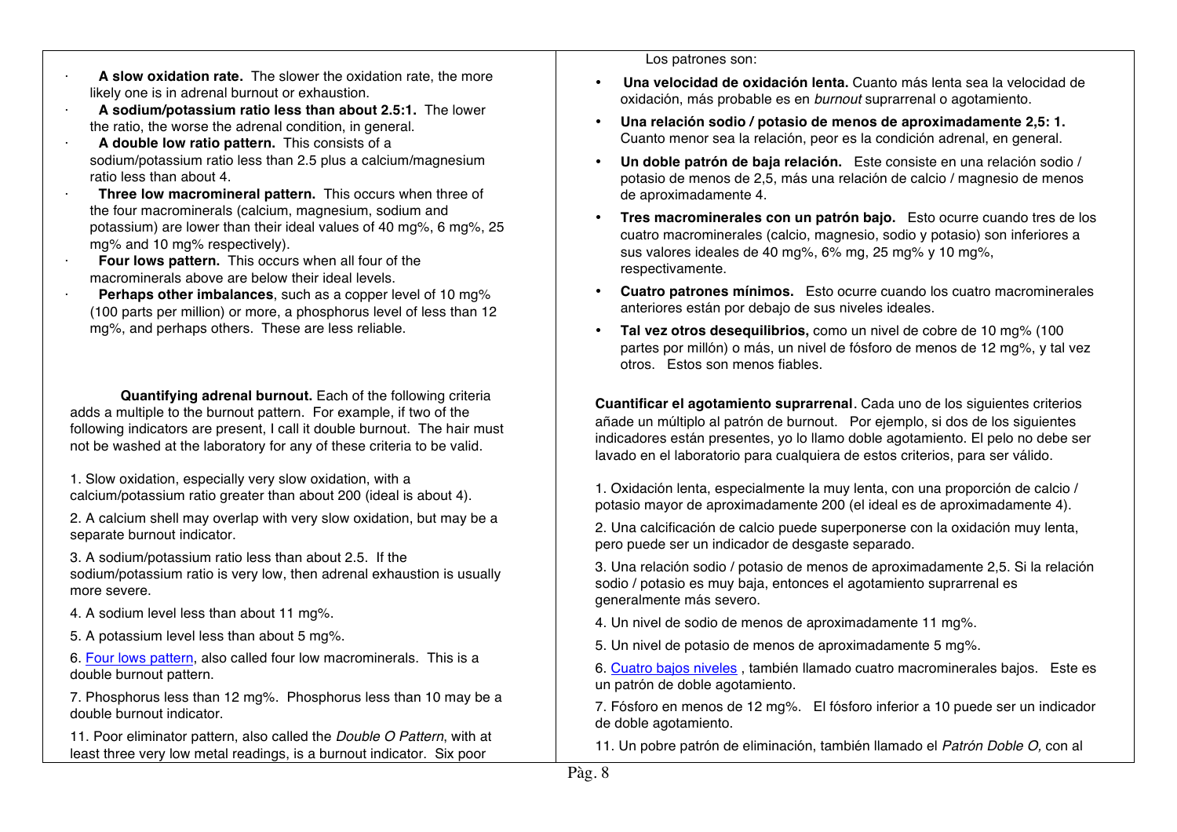- **A slow oxidation rate.** The slower the oxidation rate, the more likely one is in adrenal burnout or exhaustion.
- **A sodium/potassium ratio less than about 2.5:1.** The lower the ratio, the worse the adrenal condition, in general.
- **A double low ratio pattern.** This consists of a sodium/potassium ratio less than 2.5 plus a calcium/magnesium ratio less than about 4.
- **Three low macromineral pattern.** This occurs when three of the four macrominerals (calcium, magnesium, sodium and potassium) are lower than their ideal values of 40 mg%, 6 mg%, 25 mg% and 10 mg% respectively).
- **Four lows pattern.** This occurs when all four of the macrominerals above are below their ideal levels.
- **Perhaps other imbalances**, such as a copper level of 10 mg% (100 parts per million) or more, a phosphorus level of less than 12 mg%, and perhaps others. These are less reliable.

**Quantifying adrenal burnout.** Each of the following criteria adds a multiple to the burnout pattern. For example, if two of the following indicators are present, I call it double burnout. The hair must not be washed at the laboratory for any of these criteria to be valid.

1. Slow oxidation, especially very slow oxidation, with a calcium/potassium ratio greater than about 200 (ideal is about 4).
2. A calcium shell may overlap with very slow oxidation, but may be a separate burnout indicator.
3. A sodium/potassium ratio less than about 2.5. If the sodium/potassium ratio is very low, then adrenal exhaustion is usually more severe.
4. A sodium level less than about 11 mg%.
5. A potassium level less than about 5 mg%.
6. Four lows pattern, also called four low macrominerals. This is a double burnout pattern.
7. Phosphorus less than 12 mg%. Phosphorus less than 10 may be a double burnout indicator.

11. Poor eliminator pattern, also called the *Double O Pattern*, with at least three very low metal readings, is a burnout indicator. Six poor

Los patrones son:

- **Una velocidad de oxidación lenta.** Cuanto más lenta sea la velocidad de oxidación, más probable es en *burnout* suprarrenal o agotamiento.
- **Una relación sodio / potasio de menos de aproximadamente 2,5: 1.** Cuanto menor sea la relación, peor es la condición adrenal, en general.
- **Un doble patrón de baja relación.** Este consiste en una relación sodio / potasio de menos de 2,5, más una relación de calcio / magnesio de menos de aproximadamente 4.
- **Tres macrominerales con un patrón bajo.** Esto ocurre cuando tres de los cuatro macrominerales (calcio, magnesio, sodio y potasio) son inferiores a sus valores ideales de 40 mg%, 6% mg, 25 mg% y 10 mg%, respectivamente.
- **Cuatro patrones mínimos.** Esto ocurre cuando los cuatro macrominerales anteriores están por debajo de sus niveles ideales.
- **Tal vez otros desequilibrios,** como un nivel de cobre de 10 mg% (100 partes por millón) o más, un nivel de fósforo de menos de 12 mg%, y tal vez otros. Estos son menos fiables.

**Cuantificar el agotamiento suprarrenal**. Cada uno de los siguientes criterios añade un múltiplo al patrón de burnout. Por ejemplo, si dos de los siguientes indicadores están presentes, yo lo llamo doble agotamiento. El pelo no debe ser lavado en el laboratorio para cualquiera de estos criterios, para ser válido.

1. Oxidación lenta, especialmente la muy lenta, con una proporción de calcio / potasio mayor de aproximadamente 200 (el ideal es de aproximadamente 4).
2. Una calcificación de calcio puede superponerse con la oxidación muy lenta, pero puede ser un indicador de desgaste separado.
3. Una relación sodio / potasio de menos de aproximadamente 2,5. Si la relación sodio / potasio es muy baja, entonces el agotamiento suprarrenal es generalmente más severo.
4. Un nivel de sodio de menos de aproximadamente 11 mg%.
5. Un nivel de potasio de menos de aproximadamente 5 mg%.
6. Cuatro bajos niveles , también llamado cuatro macrominerales bajos. Este es un patrón de doble agotamiento.
7. Fósforo en menos de 12 mg%. El fósforo inferior a 10 puede ser un indicador de doble agotamiento.

11. Un pobre patrón de eliminación, también llamado el *Patrón Doble O,* con al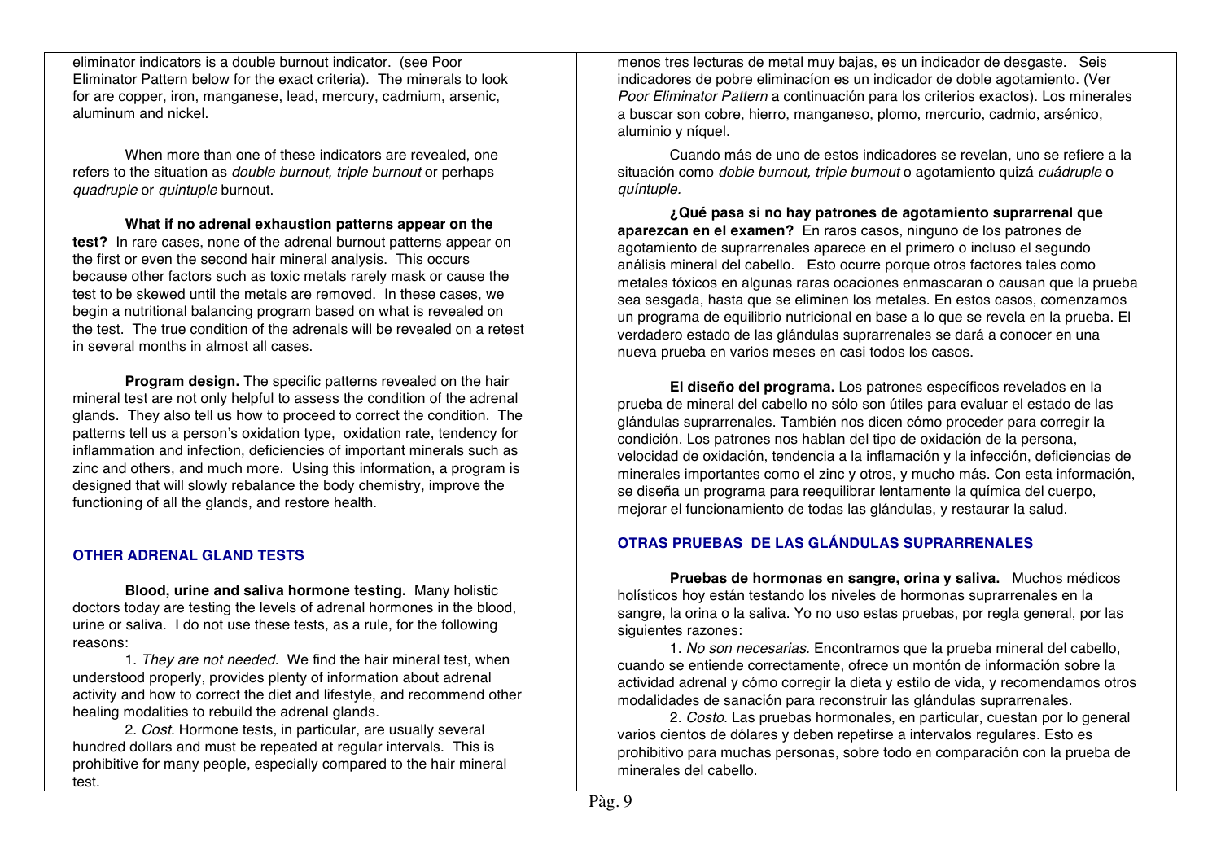eliminator indicators is a double burnout indicator. (see Poor Eliminator Pattern below for the exact criteria). The minerals to look for are copper, iron, manganese, lead, mercury, cadmium, arsenic, aluminum and nickel.

When more than one of these indicators are revealed, one refers to the situation as *double burnout, triple burnout* or perhaps *quadruple* or *quintuple* burnout.

**What if no adrenal exhaustion patterns appear on the test?** In rare cases, none of the adrenal burnout patterns appear on the first or even the second hair mineral analysis. This occurs because other factors such as toxic metals rarely mask or cause the test to be skewed until the metals are removed. In these cases, we begin a nutritional balancing program based on what is revealed on the test. The true condition of the adrenals will be revealed on a retest in several months in almost all cases.

**Program design.** The specific patterns revealed on the hair mineral test are not only helpful to assess the condition of the adrenal glands. They also tell us how to proceed to correct the condition. The patterns tell us a person's oxidation type, oxidation rate, tendency for inflammation and infection, deficiencies of important minerals such as zinc and others, and much more. Using this information, a program is designed that will slowly rebalance the body chemistry, improve the functioning of all the glands, and restore health.

## OTHER ADRENAL GLAND TESTS

**Blood, urine and saliva hormone testing.** Many holistic doctors today are testing the levels of adrenal hormones in the blood, urine or saliva. I do not use these tests, as a rule, for the following reasons:

1. *They are not needed.* We find the hair mineral test, when understood properly, provides plenty of information about adrenal activity and how to correct the diet and lifestyle, and recommend other healing modalities to rebuild the adrenal glands.

2. *Cost.* Hormone tests, in particular, are usually several hundred dollars and must be repeated at regular intervals. This is prohibitive for many people, especially compared to the hair mineral test.

menos tres lecturas de metal muy bajas, es un indicador de desgaste. Seis indicadores de pobre eliminacíon es un indicador de doble agotamiento. (Ver *Poor Eliminator Pattern* a continuación para los criterios exactos). Los minerales a buscar son cobre, hierro, manganeso, plomo, mercurio, cadmio, arsénico, aluminio y níquel.

Cuando más de uno de estos indicadores se revelan, uno se refiere a la situación como *doble burnout, triple burnout* o agotamiento quizá *cuádruple* o *quíntuple.*

**¿Qué pasa si no hay patrones de agotamiento suprarrenal que aparezcan en el examen?** En raros casos, ninguno de los patrones de agotamiento de suprarrenales aparece en el primero o incluso el segundo análisis mineral del cabello. Esto ocurre porque otros factores tales como metales tóxicos en algunas raras ocaciones enmascaran o causan que la prueba sea sesgada, hasta que se eliminen los metales. En estos casos, comenzamos un programa de equilibrio nutricional en base a lo que se revela en la prueba. El verdadero estado de las glándulas suprarrenales se dará a conocer en una nueva prueba en varios meses en casi todos los casos.

**El diseño del programa.** Los patrones específicos revelados en la prueba de mineral del cabello no sólo son útiles para evaluar el estado de las glándulas suprarrenales. También nos dicen cómo proceder para corregir la condición. Los patrones nos hablan del tipo de oxidación de la persona, velocidad de oxidación, tendencia a la inflamación y la infección, deficiencias de minerales importantes como el zinc y otros, y mucho más. Con esta información, se diseña un programa para reequilibrar lentamente la química del cuerpo, mejorar el funcionamiento de todas las glándulas, y restaurar la salud.

## OTRAS PRUEBAS DE LAS GLÁNDULAS SUPRARRENALES

**Pruebas de hormonas en sangre, orina y saliva.** Muchos médicos holísticos hoy están testando los niveles de hormonas suprarrenales en la sangre, la orina o la saliva. Yo no uso estas pruebas, por regla general, por las siguientes razones:

1. *No son necesarias.* Encontramos que la prueba mineral del cabello, cuando se entiende correctamente, ofrece un montón de información sobre la actividad adrenal y cómo corregir la dieta y estilo de vida, y recomendamos otros modalidades de sanación para reconstruir las glándulas suprarrenales.

2. *Costo.* Las pruebas hormonales, en particular, cuestan por lo general varios cientos de dólares y deben repetirse a intervalos regulares. Esto es prohibitivo para muchas personas, sobre todo en comparación con la prueba de minerales del cabello.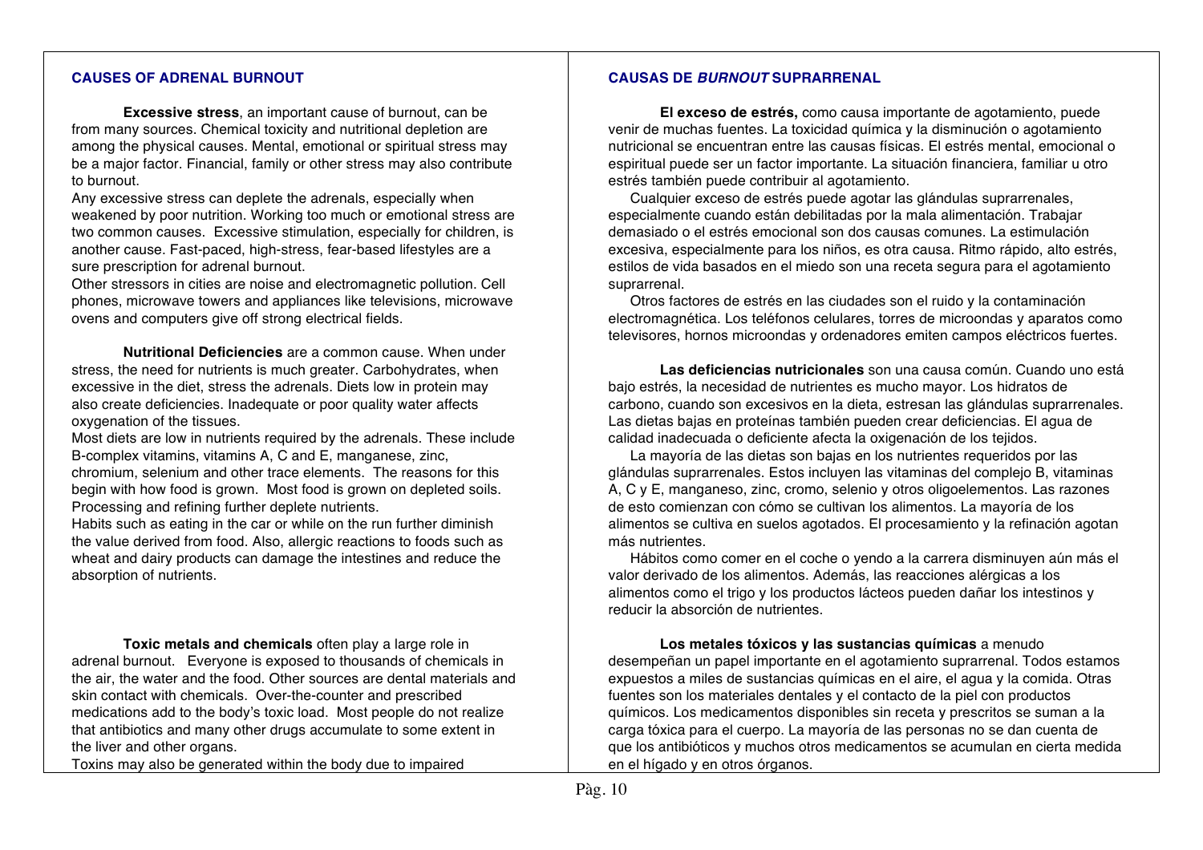## CAUSES OF ADRENAL BURNOUT

**Excessive stress**, an important cause of burnout, can be from many sources. Chemical toxicity and nutritional depletion are among the physical causes. Mental, emotional or spiritual stress may be a major factor. Financial, family or other stress may also contribute to burnout.

Any excessive stress can deplete the adrenals, especially when weakened by poor nutrition. Working too much or emotional stress are two common causes. Excessive stimulation, especially for children, is another cause. Fast-paced, high-stress, fear-based lifestyles are a sure prescription for adrenal burnout.

Other stressors in cities are noise and electromagnetic pollution. Cell phones, microwave towers and appliances like televisions, microwave ovens and computers give off strong electrical fields.

**Nutritional Deficiencies** are a common cause. When under stress, the need for nutrients is much greater. Carbohydrates, when excessive in the diet, stress the adrenals. Diets low in protein may also create deficiencies. Inadequate or poor quality water affects oxygenation of the tissues.

Most diets are low in nutrients required by the adrenals. These include B-complex vitamins, vitamins A, C and E, manganese, zinc, chromium, selenium and other trace elements. The reasons for this begin with how food is grown. Most food is grown on depleted soils. Processing and refining further deplete nutrients.

Habits such as eating in the car or while on the run further diminish the value derived from food. Also, allergic reactions to foods such as wheat and dairy products can damage the intestines and reduce the absorption of nutrients.

**Toxic metals and chemicals** often play a large role in adrenal burnout. Everyone is exposed to thousands of chemicals in the air, the water and the food. Other sources are dental materials and skin contact with chemicals. Over-the-counter and prescribed medications add to the body's toxic load. Most people do not realize that antibiotics and many other drugs accumulate to some extent in the liver and other organs.

Toxins may also be generated within the body due to impaired

## CAUSAS DE *BURNOUT* SUPRARRENAL

**El exceso de estrés,** como causa importante de agotamiento, puede venir de muchas fuentes. La toxicidad química y la disminución o agotamiento nutricional se encuentran entre las causas físicas. El estrés mental, emocional o espiritual puede ser un factor importante. La situación financiera, familiar u otro estrés también puede contribuir al agotamiento.

Cualquier exceso de estrés puede agotar las glándulas suprarrenales, especialmente cuando están debilitadas por la mala alimentación. Trabajar demasiado o el estrés emocional son dos causas comunes. La estimulación excesiva, especialmente para los niños, es otra causa. Ritmo rápido, alto estrés, estilos de vida basados en el miedo son una receta segura para el agotamiento suprarrenal.

Otros factores de estrés en las ciudades son el ruido y la contaminación electromagnética. Los teléfonos celulares, torres de microondas y aparatos como televisores, hornos microondas y ordenadores emiten campos eléctricos fuertes.

**Las deficiencias nutricionales** son una causa común. Cuando uno está bajo estrés, la necesidad de nutrientes es mucho mayor. Los hidratos de carbono, cuando son excesivos en la dieta, estresan las glándulas suprarrenales. Las dietas bajas en proteínas también pueden crear deficiencias. El agua de calidad inadecuada o deficiente afecta la oxigenación de los tejidos.

La mayoría de las dietas son bajas en los nutrientes requeridos por las glándulas suprarrenales. Estos incluyen las vitaminas del complejo B, vitaminas A, C y E, manganeso, zinc, cromo, selenio y otros oligoelementos. Las razones de esto comienzan con cómo se cultivan los alimentos. La mayoría de los alimentos se cultiva en suelos agotados. El procesamiento y la refinación agotan más nutrientes.

Hábitos como comer en el coche o yendo a la carrera disminuyen aún más el valor derivado de los alimentos. Además, las reacciones alérgicas a los alimentos como el trigo y los productos lácteos pueden dañar los intestinos y reducir la absorción de nutrientes.

**Los metales tóxicos y las sustancias químicas** a menudo desempeñan un papel importante en el agotamiento suprarrenal. Todos estamos expuestos a miles de sustancias químicas en el aire, el agua y la comida. Otras fuentes son los materiales dentales y el contacto de la piel con productos químicos. Los medicamentos disponibles sin receta y prescritos se suman a la carga tóxica para el cuerpo. La mayoría de las personas no se dan cuenta de que los antibióticos y muchos otros medicamentos se acumulan en cierta medida en el hígado y en otros órganos.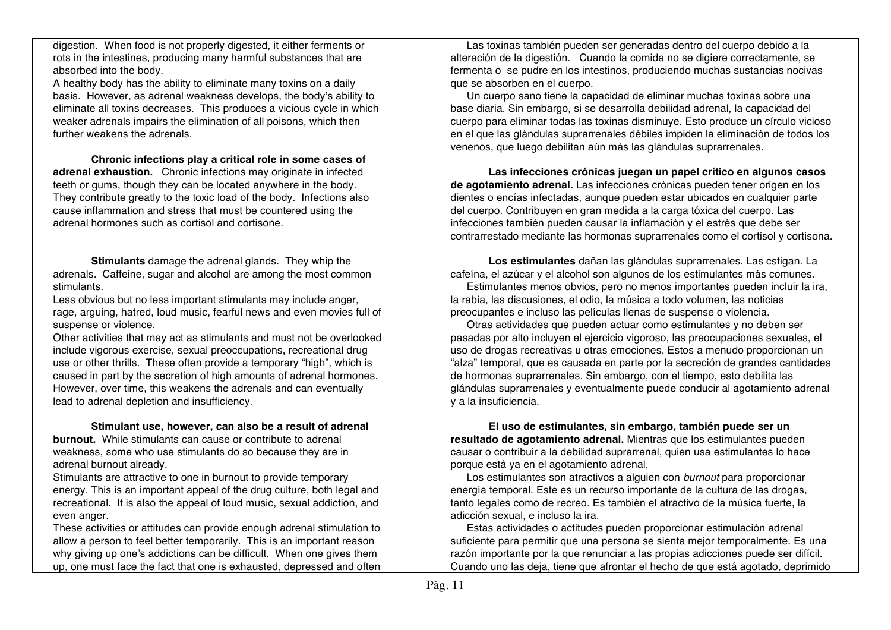digestion. When food is not properly digested, it either ferments or rots in the intestines, producing many harmful substances that are absorbed into the body.

A healthy body has the ability to eliminate many toxins on a daily basis. However, as adrenal weakness develops, the body's ability to eliminate all toxins decreases. This produces a vicious cycle in which weaker adrenals impairs the elimination of all poisons, which then further weakens the adrenals.

**Chronic infections play a critical role in some cases of adrenal exhaustion.** Chronic infections may originate in infected teeth or gums, though they can be located anywhere in the body. They contribute greatly to the toxic load of the body. Infections also cause inflammation and stress that must be countered using the adrenal hormones such as cortisol and cortisone.

**Stimulants** damage the adrenal glands. They whip the adrenals. Caffeine, sugar and alcohol are among the most common stimulants.

Less obvious but no less important stimulants may include anger, rage, arguing, hatred, loud music, fearful news and even movies full of suspense or violence.

Other activities that may act as stimulants and must not be overlooked include vigorous exercise, sexual preoccupations, recreational drug use or other thrills. These often provide a temporary "high", which is caused in part by the secretion of high amounts of adrenal hormones. However, over time, this weakens the adrenals and can eventually lead to adrenal depletion and insufficiency.

**Stimulant use, however, can also be a result of adrenal burnout.** While stimulants can cause or contribute to adrenal weakness, some who use stimulants do so because they are in adrenal burnout already.

Stimulants are attractive to one in burnout to provide temporary energy. This is an important appeal of the drug culture, both legal and recreational. It is also the appeal of loud music, sexual addiction, and even anger.

These activities or attitudes can provide enough adrenal stimulation to allow a person to feel better temporarily. This is an important reason why giving up one's addictions can be difficult. When one gives them up, one must face the fact that one is exhausted, depressed and often

Las toxinas también pueden ser generadas dentro del cuerpo debido a la alteración de la digestión. Cuando la comida no se digiere correctamente, se fermenta o se pudre en los intestinos, produciendo muchas sustancias nocivas que se absorben en el cuerpo.

Un cuerpo sano tiene la capacidad de eliminar muchas toxinas sobre una base diaria. Sin embargo, si se desarrolla debilidad adrenal, la capacidad del cuerpo para eliminar todas las toxinas disminuye. Esto produce un círculo vicioso en el que las glándulas suprarrenales débiles impiden la eliminación de todos los venenos, que luego debilitan aún más las glándulas suprarrenales.

**Las infecciones crónicas juegan un papel crítico en algunos casos de agotamiento adrenal.** Las infecciones crónicas pueden tener origen en los dientes o encías infectadas, aunque pueden estar ubicados en cualquier parte del cuerpo. Contribuyen en gran medida a la carga tóxica del cuerpo. Las infecciones también pueden causar la inflamación y el estrés que debe ser contrarrestado mediante las hormonas suprarrenales como el cortisol y cortisona.

**Los estimulantes** dañan las glándulas suprarrenales. Las cstigan. La cafeína, el azúcar y el alcohol son algunos de los estimulantes más comunes.

Estimulantes menos obvios, pero no menos importantes pueden incluir la ira, la rabia, las discusiones, el odio, la música a todo volumen, las noticias preocupantes e incluso las películas llenas de suspense o violencia.

Otras actividades que pueden actuar como estimulantes y no deben ser pasadas por alto incluyen el ejercicio vigoroso, las preocupaciones sexuales, el uso de drogas recreativas u otras emociones. Estos a menudo proporcionan un "alza" temporal, que es causada en parte por la secreción de grandes cantidades de hormonas suprarrenales. Sin embargo, con el tiempo, esto debilita las glándulas suprarrenales y eventualmente puede conducir al agotamiento adrenal y a la insuficiencia.

**El uso de estimulantes, sin embargo, también puede ser un resultado de agotamiento adrenal.** Mientras que los estimulantes pueden causar o contribuir a la debilidad suprarrenal, quien usa estimulantes lo hace porque está ya en el agotamiento adrenal.

Los estimulantes son atractivos a alguien con *burnout* para proporcionar energía temporal. Este es un recurso importante de la cultura de las drogas, tanto legales como de recreo. Es también el atractivo de la música fuerte, la adicción sexual, e incluso la ira.

Estas actividades o actitudes pueden proporcionar estimulación adrenal suficiente para permitir que una persona se sienta mejor temporalmente. Es una razón importante por la que renunciar a las propias adicciones puede ser difícil. Cuando uno las deja, tiene que afrontar el hecho de que está agotado, deprimido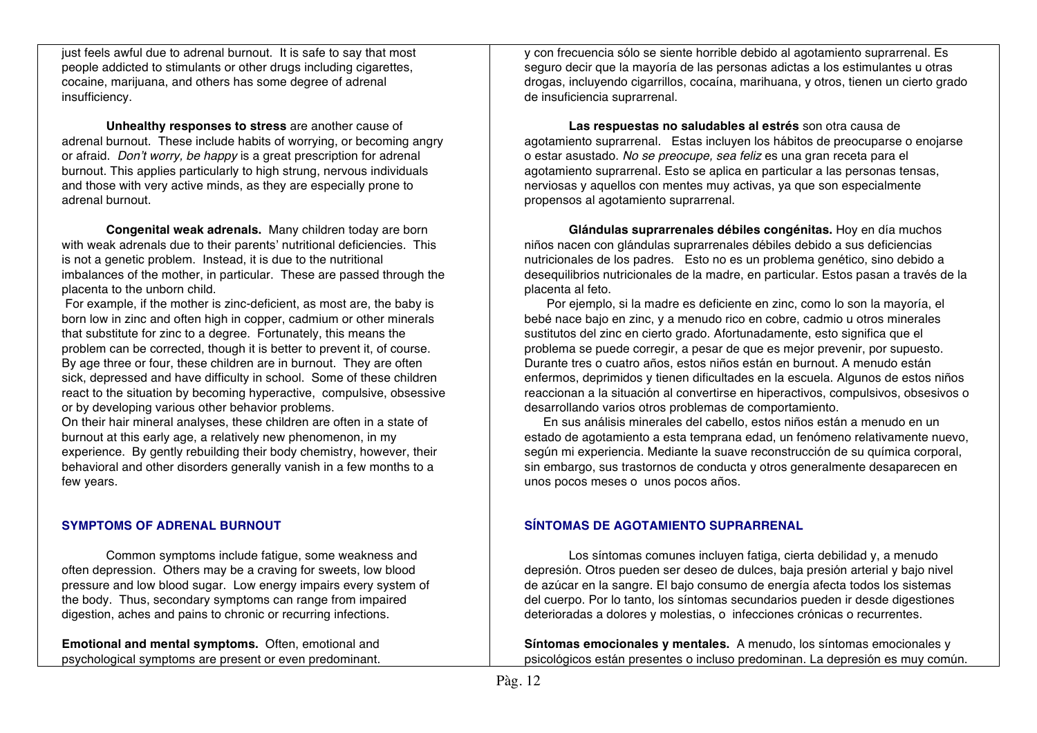just feels awful due to adrenal burnout. It is safe to say that most people addicted to stimulants or other drugs including cigarettes, cocaine, marijuana, and others has some degree of adrenal insufficiency.

**Unhealthy responses to stress** are another cause of adrenal burnout. These include habits of worrying, or becoming angry or afraid. *Don't worry, be happy* is a great prescription for adrenal burnout. This applies particularly to high strung, nervous individuals and those with very active minds, as they are especially prone to adrenal burnout.

**Congenital weak adrenals.** Many children today are born with weak adrenals due to their parents' nutritional deficiencies. This is not a genetic problem. Instead, it is due to the nutritional imbalances of the mother, in particular. These are passed through the placenta to the unborn child.

For example, if the mother is zinc-deficient, as most are, the baby is born low in zinc and often high in copper, cadmium or other minerals that substitute for zinc to a degree. Fortunately, this means the problem can be corrected, though it is better to prevent it, of course. By age three or four, these children are in burnout. They are often sick, depressed and have difficulty in school. Some of these children react to the situation by becoming hyperactive, compulsive, obsessive or by developing various other behavior problems.

On their hair mineral analyses, these children are often in a state of burnout at this early age, a relatively new phenomenon, in my experience. By gently rebuilding their body chemistry, however, their behavioral and other disorders generally vanish in a few months to a few years.

## SYMPTOMS OF ADRENAL BURNOUT

Common symptoms include fatigue, some weakness and often depression. Others may be a craving for sweets, low blood pressure and low blood sugar. Low energy impairs every system of the body. Thus, secondary symptoms can range from impaired digestion, aches and pains to chronic or recurring infections.

**Emotional and mental symptoms.** Often, emotional and psychological symptoms are present or even predominant.

y con frecuencia sólo se siente horrible debido al agotamiento suprarrenal. Es seguro decir que la mayoría de las personas adictas a los estimulantes u otras drogas, incluyendo cigarrillos, cocaína, marihuana, y otros, tienen un cierto grado de insuficiencia suprarrenal.

**Las respuestas no saludables al estrés** son otra causa de agotamiento suprarrenal. Estas incluyen los hábitos de preocuparse o enojarse o estar asustado. *No se preocupe, sea feliz* es una gran receta para el agotamiento suprarrenal. Esto se aplica en particular a las personas tensas, nerviosas y aquellos con mentes muy activas, ya que son especialmente propensos al agotamiento suprarrenal.

**Glándulas suprarrenales débiles congénitas.** Hoy en día muchos niños nacen con glándulas suprarrenales débiles debido a sus deficiencias nutricionales de los padres. Esto no es un problema genético, sino debido a desequilibrios nutricionales de la madre, en particular. Estos pasan a través de la placenta al feto.

Por ejemplo, si la madre es deficiente en zinc, como lo son la mayoría, el bebé nace bajo en zinc, y a menudo rico en cobre, cadmio u otros minerales sustitutos del zinc en cierto grado. Afortunadamente, esto significa que el problema se puede corregir, a pesar de que es mejor prevenir, por supuesto. Durante tres o cuatro años, estos niños están en burnout. A menudo están enfermos, deprimidos y tienen dificultades en la escuela. Algunos de estos niños reaccionan a la situación al convertirse en hiperactivos, compulsivos, obsesivos o desarrollando varios otros problemas de comportamiento.

En sus análisis minerales del cabello, estos niños están a menudo en un estado de agotamiento a esta temprana edad, un fenómeno relativamente nuevo, según mi experiencia. Mediante la suave reconstrucción de su química corporal, sin embargo, sus trastornos de conducta y otros generalmente desaparecen en unos pocos meses o unos pocos años.

## SÍNTOMAS DE AGOTAMIENTO SUPRARRENAL

Los síntomas comunes incluyen fatiga, cierta debilidad y, a menudo depresión. Otros pueden ser deseo de dulces, baja presión arterial y bajo nivel de azúcar en la sangre. El bajo consumo de energía afecta todos los sistemas del cuerpo. Por lo tanto, los síntomas secundarios pueden ir desde digestiones deterioradas a dolores y molestias, o infecciones crónicas o recurrentes.

**Síntomas emocionales y mentales.** A menudo, los síntomas emocionales y psicológicos están presentes o incluso predominan. La depresión es muy común.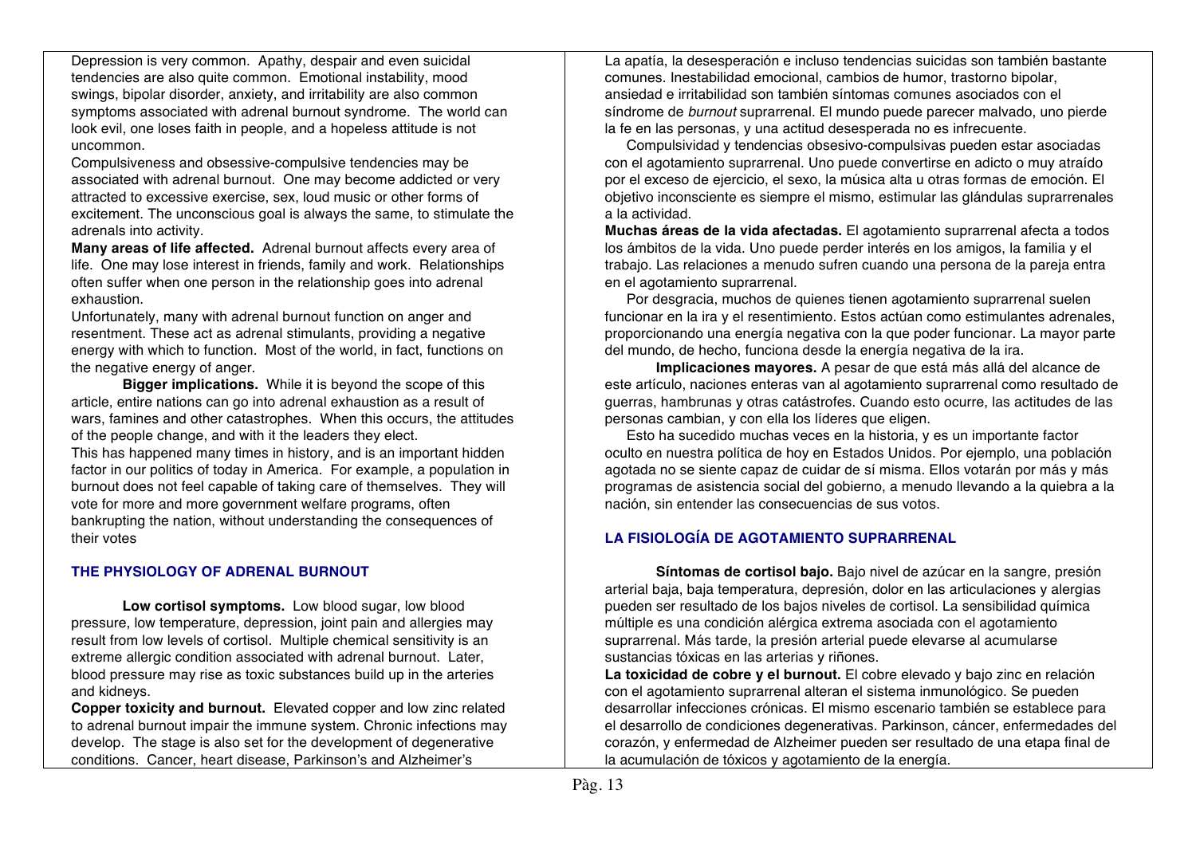Depression is very common. Apathy, despair and even suicidal tendencies are also quite common. Emotional instability, mood swings, bipolar disorder, anxiety, and irritability are also common symptoms associated with adrenal burnout syndrome. The world can look evil, one loses faith in people, and a hopeless attitude is not uncommon.

Compulsiveness and obsessive-compulsive tendencies may be associated with adrenal burnout. One may become addicted or very attracted to excessive exercise, sex, loud music or other forms of excitement. The unconscious goal is always the same, to stimulate the adrenals into activity.

**Many areas of life affected.** Adrenal burnout affects every area of life. One may lose interest in friends, family and work. Relationships often suffer when one person in the relationship goes into adrenal exhaustion.

Unfortunately, many with adrenal burnout function on anger and resentment. These act as adrenal stimulants, providing a negative energy with which to function. Most of the world, in fact, functions on the negative energy of anger.

**Bigger implications.** While it is beyond the scope of this article, entire nations can go into adrenal exhaustion as a result of wars, famines and other catastrophes. When this occurs, the attitudes of the people change, and with it the leaders they elect.

This has happened many times in history, and is an important hidden factor in our politics of today in America. For example, a population in burnout does not feel capable of taking care of themselves. They will vote for more and more government welfare programs, often bankrupting the nation, without understanding the consequences of their votes

## THE PHYSIOLOGY OF ADRENAL BURNOUT

**Low cortisol symptoms.** Low blood sugar, low blood pressure, low temperature, depression, joint pain and allergies may result from low levels of cortisol. Multiple chemical sensitivity is an extreme allergic condition associated with adrenal burnout. Later, blood pressure may rise as toxic substances build up in the arteries and kidneys.

**Copper toxicity and burnout.** Elevated copper and low zinc related to adrenal burnout impair the immune system. Chronic infections may develop. The stage is also set for the development of degenerative conditions. Cancer, heart disease, Parkinson's and Alzheimer's

---

La apatía, la desesperación e incluso tendencias suicidas son también bastante comunes. Inestabilidad emocional, cambios de humor, trastorno bipolar, ansiedad e irritabilidad son también síntomas comunes asociados con el síndrome de *burnout* suprarrenal. El mundo puede parecer malvado, uno pierde la fe en las personas, y una actitud desesperada no es infrecuente.

Compulsividad y tendencias obsesivo-compulsivas pueden estar asociadas con el agotamiento suprarrenal. Uno puede convertirse en adicto o muy atraído por el exceso de ejercicio, el sexo, la música alta u otras formas de emoción. El objetivo inconsciente es siempre el mismo, estimular las glándulas suprarrenales a la actividad.

**Muchas áreas de la vida afectadas.** El agotamiento suprarrenal afecta a todos los ámbitos de la vida. Uno puede perder interés en los amigos, la familia y el trabajo. Las relaciones a menudo sufren cuando una persona de la pareja entra en el agotamiento suprarrenal.

Por desgracia, muchos de quienes tienen agotamiento suprarrenal suelen funcionar en la ira y el resentimiento. Estos actúan como estimulantes adrenales, proporcionando una energía negativa con la que poder funcionar. La mayor parte del mundo, de hecho, funciona desde la energía negativa de la ira.

**Implicaciones mayores.** A pesar de que está más allá del alcance de este artículo, naciones enteras van al agotamiento suprarrenal como resultado de guerras, hambrunas y otras catástrofes. Cuando esto ocurre, las actitudes de las personas cambian, y con ella los líderes que eligen.

Esto ha sucedido muchas veces en la historia, y es un importante factor oculto en nuestra política de hoy en Estados Unidos. Por ejemplo, una población agotada no se siente capaz de cuidar de sí misma. Ellos votarán por más y más programas de asistencia social del gobierno, a menudo llevando a la quiebra a la nación, sin entender las consecuencias de sus votos.

## LA FISIOLOGÍA DE AGOTAMIENTO SUPRARRENAL

**Síntomas de cortisol bajo.** Bajo nivel de azúcar en la sangre, presión arterial baja, baja temperatura, depresión, dolor en las articulaciones y alergias pueden ser resultado de los bajos niveles de cortisol. La sensibilidad química múltiple es una condición alérgica extrema asociada con el agotamiento suprarrenal. Más tarde, la presión arterial puede elevarse al acumularse sustancias tóxicas en las arterias y riñones.

**La toxicidad de cobre y el burnout.** El cobre elevado y bajo zinc en relación con el agotamiento suprarrenal alteran el sistema inmunológico. Se pueden desarrollar infecciones crónicas. El mismo escenario también se establece para el desarrollo de condiciones degenerativas. Parkinson, cáncer, enfermedades del corazón, y enfermedad de Alzheimer pueden ser resultado de una etapa final de la acumulación de tóxicos y agotamiento de la energía.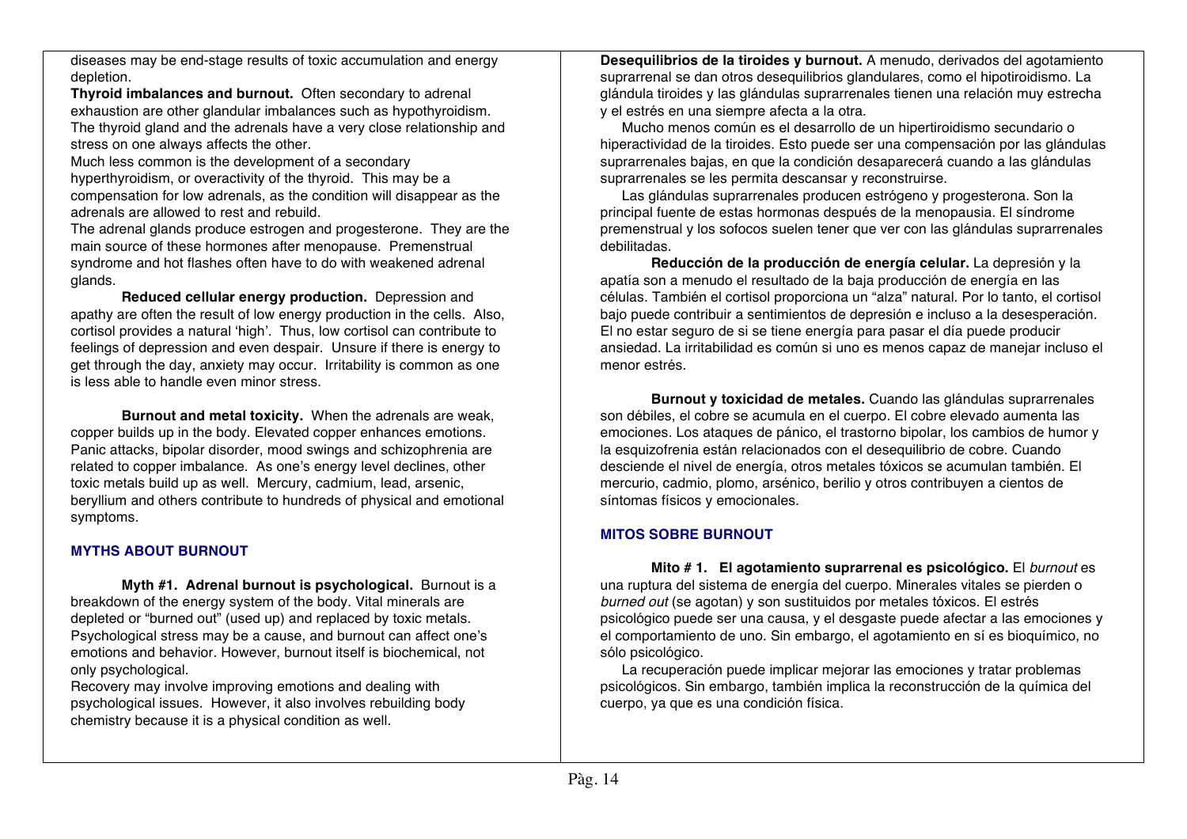diseases may be end-stage results of toxic accumulation and energy depletion.

**Thyroid imbalances and burnout.** Often secondary to adrenal exhaustion are other glandular imbalances such as hypothyroidism. The thyroid gland and the adrenals have a very close relationship and stress on one always affects the other.

Much less common is the development of a secondary hyperthyroidism, or overactivity of the thyroid. This may be a compensation for low adrenals, as the condition will disappear as the adrenals are allowed to rest and rebuild.

The adrenal glands produce estrogen and progesterone. They are the main source of these hormones after menopause. Premenstrual syndrome and hot flashes often have to do with weakened adrenal glands.

**Reduced cellular energy production.** Depression and apathy are often the result of low energy production in the cells. Also, cortisol provides a natural 'high'. Thus, low cortisol can contribute to feelings of depression and even despair. Unsure if there is energy to get through the day, anxiety may occur. Irritability is common as one is less able to handle even minor stress.

**Burnout and metal toxicity.** When the adrenals are weak, copper builds up in the body. Elevated copper enhances emotions. Panic attacks, bipolar disorder, mood swings and schizophrenia are related to copper imbalance. As one's energy level declines, other toxic metals build up as well. Mercury, cadmium, lead, arsenic, beryllium and others contribute to hundreds of physical and emotional symptoms.

## MYTHS ABOUT BURNOUT

**Myth #1. Adrenal burnout is psychological.** Burnout is a breakdown of the energy system of the body. Vital minerals are depleted or "burned out" (used up) and replaced by toxic metals. Psychological stress may be a cause, and burnout can affect one's emotions and behavior. However, burnout itself is biochemical, not only psychological.

Recovery may involve improving emotions and dealing with psychological issues. However, it also involves rebuilding body chemistry because it is a physical condition as well.

**Desequilibrios de la tiroides y burnout.** A menudo, derivados del agotamiento suprarrenal se dan otros desequilibrios glandulares, como el hipotiroidismo. La glándula tiroides y las glándulas suprarrenales tienen una relación muy estrecha y el estrés en una siempre afecta a la otra.

Mucho menos común es el desarrollo de un hipertiroidismo secundario o hiperactividad de la tiroides. Esto puede ser una compensación por las glándulas suprarrenales bajas, en que la condición desaparecerá cuando a las glándulas suprarrenales se les permita descansar y reconstruirse.

Las glándulas suprarrenales producen estrógeno y progesterona. Son la principal fuente de estas hormonas después de la menopausia. El síndrome premenstrual y los sofocos suelen tener que ver con las glándulas suprarrenales debilitadas.

**Reducción de la producción de energía celular.** La depresión y la apatía son a menudo el resultado de la baja producción de energía en las células. También el cortisol proporciona un "alza" natural. Por lo tanto, el cortisol bajo puede contribuir a sentimientos de depresión e incluso a la desesperación. El no estar seguro de si se tiene energía para pasar el día puede producir ansiedad. La irritabilidad es común si uno es menos capaz de manejar incluso el menor estrés.

**Burnout y toxicidad de metales.** Cuando las glándulas suprarrenales son débiles, el cobre se acumula en el cuerpo. El cobre elevado aumenta las emociones. Los ataques de pánico, el trastorno bipolar, los cambios de humor y la esquizofrenia están relacionados con el desequilibrio de cobre. Cuando desciende el nivel de energía, otros metales tóxicos se acumulan también. El mercurio, cadmio, plomo, arsénico, berilio y otros contribuyen a cientos de síntomas físicos y emocionales.

## MITOS SOBRE BURNOUT

**Mito # 1. El agotamiento suprarrenal es psicológico.** El *burnout* es una ruptura del sistema de energía del cuerpo. Minerales vitales se pierden o *burned out* (se agotan) y son sustituidos por metales tóxicos. El estrés psicológico puede ser una causa, y el desgaste puede afectar a las emociones y el comportamiento de uno. Sin embargo, el agotamiento en sí es bioquímico, no sólo psicológico.

La recuperación puede implicar mejorar las emociones y tratar problemas psicológicos. Sin embargo, también implica la reconstrucción de la química del cuerpo, ya que es una condición física.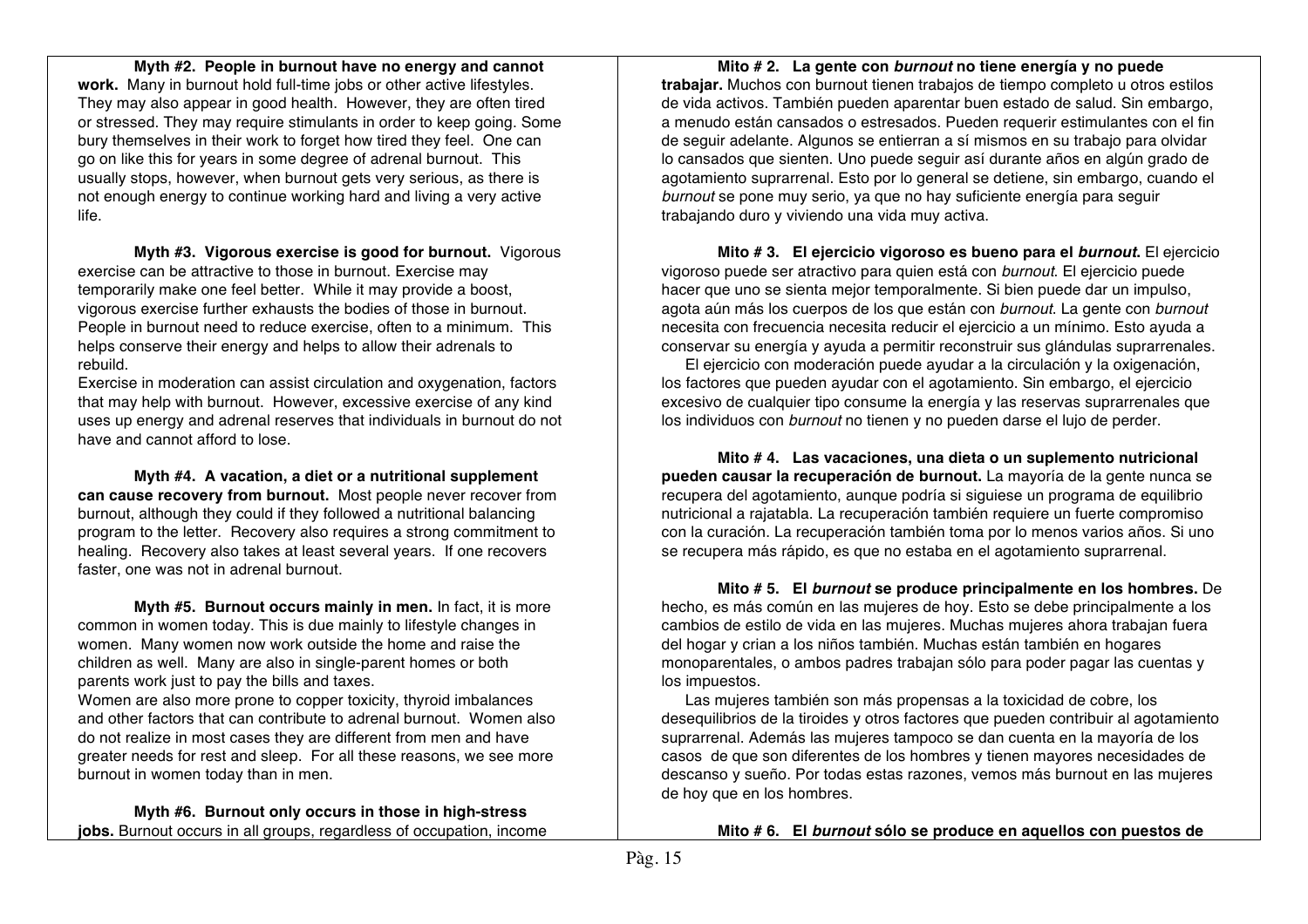**Myth #2. People in burnout have no energy and cannot work.** Many in burnout hold full-time jobs or other active lifestyles. They may also appear in good health. However, they are often tired or stressed. They may require stimulants in order to keep going. Some bury themselves in their work to forget how tired they feel. One can go on like this for years in some degree of adrenal burnout. This usually stops, however, when burnout gets very serious, as there is not enough energy to continue working hard and living a very active life.

**Myth #3. Vigorous exercise is good for burnout.** Vigorous exercise can be attractive to those in burnout. Exercise may temporarily make one feel better. While it may provide a boost, vigorous exercise further exhausts the bodies of those in burnout. People in burnout need to reduce exercise, often to a minimum. This helps conserve their energy and helps to allow their adrenals to rebuild.

Exercise in moderation can assist circulation and oxygenation, factors that may help with burnout. However, excessive exercise of any kind uses up energy and adrenal reserves that individuals in burnout do not have and cannot afford to lose.

**Myth #4. A vacation, a diet or a nutritional supplement can cause recovery from burnout.** Most people never recover from burnout, although they could if they followed a nutritional balancing program to the letter. Recovery also requires a strong commitment to healing. Recovery also takes at least several years. If one recovers faster, one was not in adrenal burnout.

**Myth #5. Burnout occurs mainly in men.** In fact, it is more common in women today. This is due mainly to lifestyle changes in women. Many women now work outside the home and raise the children as well. Many are also in single-parent homes or both parents work just to pay the bills and taxes.

Women are also more prone to copper toxicity, thyroid imbalances and other factors that can contribute to adrenal burnout. Women also do not realize in most cases they are different from men and have greater needs for rest and sleep. For all these reasons, we see more burnout in women today than in men.

**Myth #6. Burnout only occurs in those in high-stress jobs.** Burnout occurs in all groups, regardless of occupation, income

**Mito # 2. La gente con *burnout* no tiene energía y no puede trabajar.** Muchos con burnout tienen trabajos de tiempo completo u otros estilos de vida activos. También pueden aparentar buen estado de salud. Sin embargo, a menudo están cansados o estresados. Pueden requerir estimulantes con el fin de seguir adelante. Algunos se entierran a sí mismos en su trabajo para olvidar lo cansados que sienten. Uno puede seguir así durante años en algún grado de agotamiento suprarrenal. Esto por lo general se detiene, sin embargo, cuando el *burnout* se pone muy serio, ya que no hay suficiente energía para seguir trabajando duro y viviendo una vida muy activa.

**Mito # 3. El ejercicio vigoroso es bueno para el *burnout*.** El ejercicio vigoroso puede ser atractivo para quien está con *burnout*. El ejercicio puede hacer que uno se sienta mejor temporalmente. Si bien puede dar un impulso, agota aún más los cuerpos de los que están con *burnout*. La gente con *burnout* necesita con frecuencia necesita reducir el ejercicio a un mínimo. Esto ayuda a conservar su energía y ayuda a permitir reconstruir sus glándulas suprarrenales.

El ejercicio con moderación puede ayudar a la circulación y la oxigenación, los factores que pueden ayudar con el agotamiento. Sin embargo, el ejercicio excesivo de cualquier tipo consume la energía y las reservas suprarrenales que los individuos con *burnout* no tienen y no pueden darse el lujo de perder.

**Mito # 4. Las vacaciones, una dieta o un suplemento nutricional pueden causar la recuperación de burnout.** La mayoría de la gente nunca se recupera del agotamiento, aunque podría si siguiese un programa de equilibrio nutricional a rajatabla. La recuperación también requiere un fuerte compromiso con la curación. La recuperación también toma por lo menos varios años. Si uno se recupera más rápido, es que no estaba en el agotamiento suprarrenal.

**Mito # 5. El *burnout* se produce principalmente en los hombres.** De hecho, es más común en las mujeres de hoy. Esto se debe principalmente a los cambios de estilo de vida en las mujeres. Muchas mujeres ahora trabajan fuera del hogar y crian a los niños también. Muchas están también en hogares monoparentales, o ambos padres trabajan sólo para poder pagar las cuentas y los impuestos.

Las mujeres también son más propensas a la toxicidad de cobre, los desequilibrios de la tiroides y otros factores que pueden contribuir al agotamiento suprarrenal. Además las mujeres tampoco se dan cuenta en la mayoría de los casos de que son diferentes de los hombres y tienen mayores necesidades de descanso y sueño. Por todas estas razones, vemos más burnout en las mujeres de hoy que en los hombres.

**Mito # 6. El *burnout* sólo se produce en aquellos con puestos de**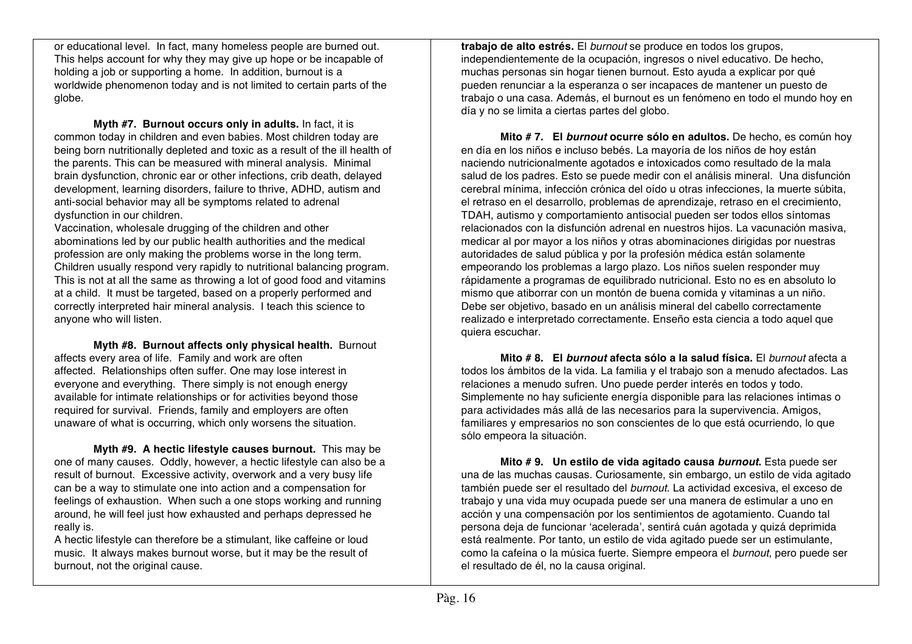or educational level. In fact, many homeless people are burned out. This helps account for why they may give up hope or be incapable of holding a job or supporting a home. In addition, burnout is a worldwide phenomenon today and is not limited to certain parts of the globe.

**Myth #7. Burnout occurs only in adults.** In fact, it is common today in children and even babies. Most children today are being born nutritionally depleted and toxic as a result of the ill health of the parents. This can be measured with mineral analysis. Minimal brain dysfunction, chronic ear or other infections, crib death, delayed development, learning disorders, failure to thrive, ADHD, autism and anti-social behavior may all be symptoms related to adrenal dysfunction in our children.

Vaccination, wholesale drugging of the children and other abominations led by our public health authorities and the medical profession are only making the problems worse in the long term. Children usually respond very rapidly to nutritional balancing program. This is not at all the same as throwing a lot of good food and vitamins at a child. It must be targeted, based on a properly performed and correctly interpreted hair mineral analysis. I teach this science to anyone who will listen.

**Myth #8. Burnout affects only physical health.** Burnout affects every area of life. Family and work are often affected. Relationships often suffer. One may lose interest in everyone and everything. There simply is not enough energy available for intimate relationships or for activities beyond those required for survival. Friends, family and employers are often unaware of what is occurring, which only worsens the situation.

**Myth #9. A hectic lifestyle causes burnout.** This may be one of many causes. Oddly, however, a hectic lifestyle can also be a result of burnout. Excessive activity, overwork and a very busy life can be a way to stimulate one into action and a compensation for feelings of exhaustion. When such a one stops working and running around, he will feel just how exhausted and perhaps depressed he really is.

A hectic lifestyle can therefore be a stimulant, like caffeine or loud music. It always makes burnout worse, but it may be the result of burnout, not the original cause.

**trabajo de alto estrés.** El *burnout* se produce en todos los grupos, independientemente de la ocupación, ingresos o nivel educativo. De hecho, muchas personas sin hogar tienen burnout. Esto ayuda a explicar por qué pueden renunciar a la esperanza o ser incapaces de mantener un puesto de trabajo o una casa. Además, el burnout es un fenómeno en todo el mundo hoy en día y no se limita a ciertas partes del globo.

**Mito # 7. El *burnout* ocurre sólo en adultos.** De hecho, es común hoy en día en los niños e incluso bebés. La mayoría de los niños de hoy están naciendo nutricionalmente agotados e intoxicados como resultado de la mala salud de los padres. Esto se puede medir con el análisis mineral. Una disfunción cerebral mínima, infección crónica del oído u otras infecciones, la muerte súbita, el retraso en el desarrollo, problemas de aprendizaje, retraso en el crecimiento, TDAH, autismo y comportamiento antisocial pueden ser todos ellos síntomas relacionados con la disfunción adrenal en nuestros hijos. La vacunación masiva, medicar al por mayor a los niños y otras abominaciones dirigidas por nuestras autoridades de salud pública y por la profesión médica están solamente empeorando los problemas a largo plazo. Los niños suelen responder muy rápidamente a programas de equilibrado nutricional. Esto no es en absoluto lo mismo que atiborrar con un montón de buena comida y vitaminas a un niño. Debe ser objetivo, basado en un análisis mineral del cabello correctamente realizado e interpretado correctamente. Enseño esta ciencia a todo aquel que quiera escuchar.

**Mito # 8. El *burnout* afecta sólo a la salud física.** El *burnout* afecta a todos los ámbitos de la vida. La familia y el trabajo son a menudo afectados. Las relaciones a menudo sufren. Uno puede perder interés en todos y todo. Simplemente no hay suficiente energía disponible para las relaciones íntimas o para actividades más allá de las necesarios para la supervivencia. Amigos, familiares y empresarios no son conscientes de lo que está ocurriendo, lo que sólo empeora la situación.

**Mito # 9. Un estilo de vida agitado causa *burnout*.** Esta puede ser una de las muchas causas. Curiosamente, sin embargo, un estilo de vida agitado también puede ser el resultado del *burnout*. La actividad excesiva, el exceso de trabajo y una vida muy ocupada puede ser una manera de estimular a uno en acción y una compensación por los sentimientos de agotamiento. Cuando tal persona deja de funcionar 'acelerada', sentirá cuán agotada y quizá deprimida está realmente. Por tanto, un estilo de vida agitado puede ser un estimulante, como la cafeína o la música fuerte. Siempre empeora el *burnout*, pero puede ser el resultado de él, no la causa original.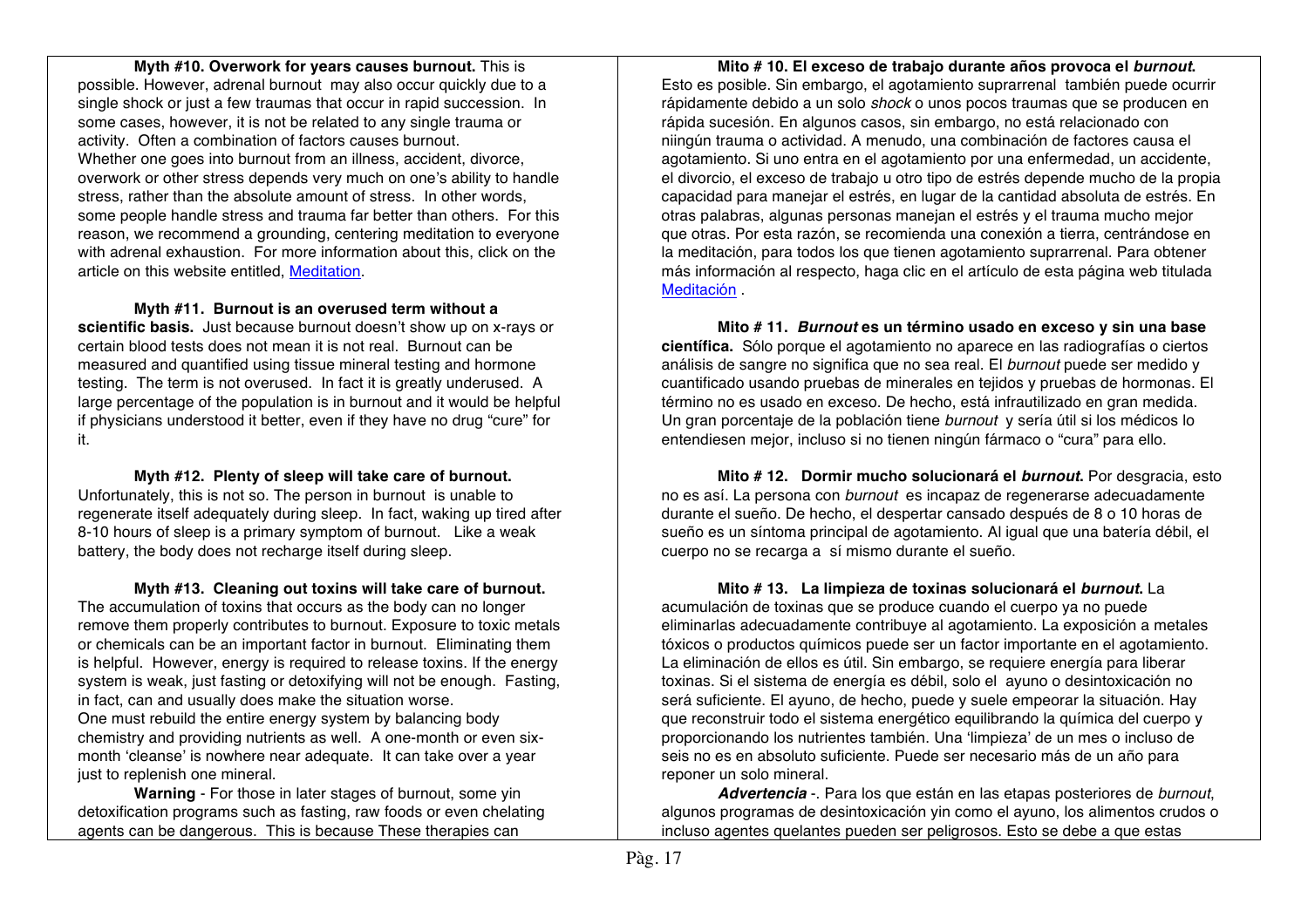**Myth #10. Overwork for years causes burnout.** This is possible. However, adrenal burnout may also occur quickly due to a single shock or just a few traumas that occur in rapid succession. In some cases, however, it is not be related to any single trauma or activity. Often a combination of factors causes burnout. Whether one goes into burnout from an illness, accident, divorce, overwork or other stress depends very much on one's ability to handle stress, rather than the absolute amount of stress. In other words, some people handle stress and trauma far better than others. For this reason, we recommend a grounding, centering meditation to everyone with adrenal exhaustion. For more information about this, click on the article on this website entitled, Meditation.

**Myth #11. Burnout is an overused term without a scientific basis.** Just because burnout doesn't show up on x-rays or certain blood tests does not mean it is not real. Burnout can be measured and quantified using tissue mineral testing and hormone testing. The term is not overused. In fact it is greatly underused. A large percentage of the population is in burnout and it would be helpful if physicians understood it better, even if they have no drug "cure" for it.

**Myth #12. Plenty of sleep will take care of burnout.** Unfortunately, this is not so. The person in burnout is unable to regenerate itself adequately during sleep. In fact, waking up tired after 8-10 hours of sleep is a primary symptom of burnout. Like a weak battery, the body does not recharge itself during sleep.

**Myth #13. Cleaning out toxins will take care of burnout.** The accumulation of toxins that occurs as the body can no longer remove them properly contributes to burnout. Exposure to toxic metals or chemicals can be an important factor in burnout. Eliminating them is helpful. However, energy is required to release toxins. If the energy system is weak, just fasting or detoxifying will not be enough. Fasting, in fact, can and usually does make the situation worse. One must rebuild the entire energy system by balancing body chemistry and providing nutrients as well. A one-month or even six-month 'cleanse' is nowhere near adequate. It can take over a year just to replenish one mineral.

**Warning** - For those in later stages of burnout, some yin detoxification programs such as fasting, raw foods or even chelating agents can be dangerous. This is because These therapies can

**Mito # 10. El exceso de trabajo durante años provoca el *burnout*.** Esto es posible. Sin embargo, el agotamiento suprarrenal también puede ocurrir rápidamente debido a un solo *shock* o unos pocos traumas que se producen en rápida sucesión. En algunos casos, sin embargo, no está relacionado con niingún trauma o actividad. A menudo, una combinación de factores causa el agotamiento. Si uno entra en el agotamiento por una enfermedad, un accidente, el divorcio, el exceso de trabajo u otro tipo de estrés depende mucho de la propia capacidad para manejar el estrés, en lugar de la cantidad absoluta de estrés. En otras palabras, algunas personas manejan el estrés y el trauma mucho mejor que otras. Por esta razón, se recomienda una conexión a tierra, centrándose en la meditación, para todos los que tienen agotamiento suprarrenal. Para obtener más información al respecto, haga clic en el artículo de esta página web titulada Meditación .

**Mito # 11. *Burnout* es un término usado en exceso y sin una base científica.** Sólo porque el agotamiento no aparece en las radiografías o ciertos análisis de sangre no significa que no sea real. El *burnout* puede ser medido y cuantificado usando pruebas de minerales en tejidos y pruebas de hormonas. El término no es usado en exceso. De hecho, está infrautilizado en gran medida. Un gran porcentaje de la población tiene *burnout* y sería útil si los médicos lo entendiesen mejor, incluso si no tienen ningún fármaco o "cura" para ello.

**Mito # 12. Dormir mucho solucionará el *burnout*.** Por desgracia, esto no es así. La persona con *burnout* es incapaz de regenerarse adecuadamente durante el sueño. De hecho, el despertar cansado después de 8 o 10 horas de sueño es un síntoma principal de agotamiento. Al igual que una batería débil, el cuerpo no se recarga a sí mismo durante el sueño.

**Mito # 13. La limpieza de toxinas solucionará el *burnout*.** La acumulación de toxinas que se produce cuando el cuerpo ya no puede eliminarlas adecuadamente contribuye al agotamiento. La exposición a metales tóxicos o productos químicos puede ser un factor importante en el agotamiento. La eliminación de ellos es útil. Sin embargo, se requiere energía para liberar toxinas. Si el sistema de energía es débil, solo el ayuno o desintoxicación no será suficiente. El ayuno, de hecho, puede y suele empeorar la situación. Hay que reconstruir todo el sistema energético equilibrando la química del cuerpo y proporcionando los nutrientes también. Una 'limpieza' de un mes o incluso de seis no es en absoluto suficiente. Puede ser necesario más de un año para reponer un solo mineral.

***Advertencia*** -. Para los que están en las etapas posteriores de *burnout*, algunos programas de desintoxicación yin como el ayuno, los alimentos crudos o incluso agentes quelantes pueden ser peligrosos. Esto se debe a que estas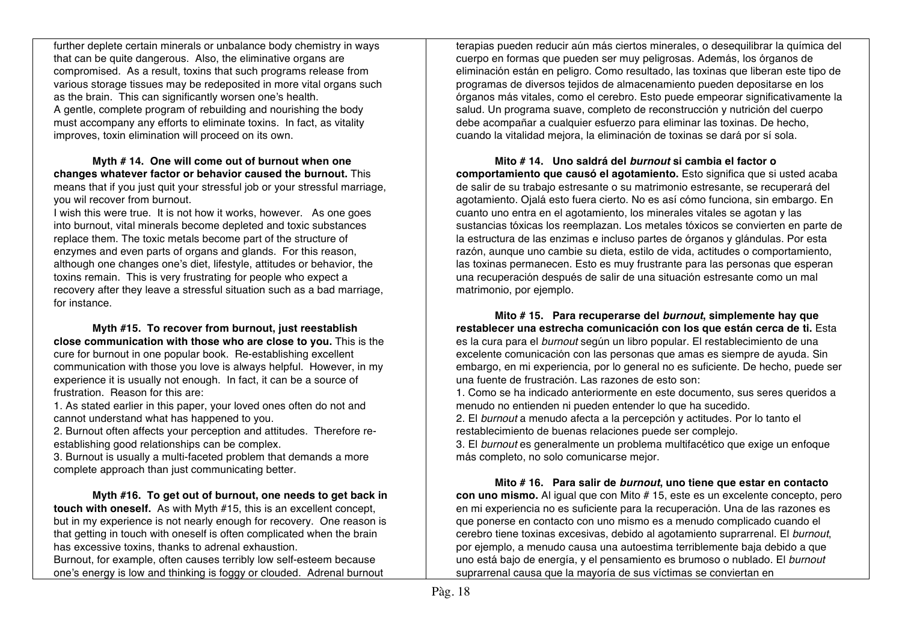further deplete certain minerals or unbalance body chemistry in ways that can be quite dangerous. Also, the eliminative organs are compromised. As a result, toxins that such programs release from various storage tissues may be redeposited in more vital organs such as the brain. This can significantly worsen one's health.
A gentle, complete program of rebuilding and nourishing the body must accompany any efforts to eliminate toxins. In fact, as vitality improves, toxin elimination will proceed on its own.

**Myth # 14. One will come out of burnout when one changes whatever factor or behavior caused the burnout.** This means that if you just quit your stressful job or your stressful marriage, you wil recover from burnout.
I wish this were true. It is not how it works, however. As one goes into burnout, vital minerals become depleted and toxic substances replace them. The toxic metals become part of the structure of enzymes and even parts of organs and glands. For this reason, although one changes one's diet, lifestyle, attitudes or behavior, the toxins remain. This is very frustrating for people who expect a recovery after they leave a stressful situation such as a bad marriage, for instance.

**Myth #15. To recover from burnout, just reestablish close communication with those who are close to you.** This is the cure for burnout in one popular book. Re-establishing excellent communication with those you love is always helpful. However, in my experience it is usually not enough. In fact, it can be a source of frustration. Reason for this are:
1. As stated earlier in this paper, your loved ones often do not and cannot understand what has happened to you.
2. Burnout often affects your perception and attitudes. Therefore re-establishing good relationships can be complex.
3. Burnout is usually a multi-faceted problem that demands a more complete approach than just communicating better.

**Myth #16. To get out of burnout, one needs to get back in touch with oneself.** As with Myth #15, this is an excellent concept, but in my experience is not nearly enough for recovery. One reason is that getting in touch with oneself is often complicated when the brain has excessive toxins, thanks to adrenal exhaustion.
Burnout, for example, often causes terribly low self-esteem because one's energy is low and thinking is foggy or clouded. Adrenal burnout

terapias pueden reducir aún más ciertos minerales, o desequilibrar la química del cuerpo en formas que pueden ser muy peligrosas. Además, los órganos de eliminación están en peligro. Como resultado, las toxinas que liberan este tipo de programas de diversos tejidos de almacenamiento pueden depositarse en los órganos más vitales, como el cerebro. Esto puede empeorar significativamente la salud. Un programa suave, completo de reconstrucción y nutrición del cuerpo debe acompañar a cualquier esfuerzo para eliminar las toxinas. De hecho, cuando la vitalidad mejora, la eliminación de toxinas se dará por sí sola.

**Mito # 14. Uno saldrá del *burnout* si cambia el factor o comportamiento que causó el agotamiento.** Esto significa que si usted acaba de salir de su trabajo estresante o su matrimonio estresante, se recuperará del agotamiento. Ojalá esto fuera cierto. No es así cómo funciona, sin embargo. En cuanto uno entra en el agotamiento, los minerales vitales se agotan y las sustancias tóxicas los reemplazan. Los metales tóxicos se convierten en parte de la estructura de las enzimas e incluso partes de órganos y glándulas. Por esta razón, aunque uno cambie su dieta, estilo de vida, actitudes o comportamiento, las toxinas permanecen. Esto es muy frustrante para las personas que esperan una recuperación después de salir de una situación estresante como un mal matrimonio, por ejemplo.

**Mito # 15. Para recuperarse del *burnout*, simplemente hay que restablecer una estrecha comunicación con los que están cerca de ti.** Esta es la cura para el *burnout* según un libro popular. El restablecimiento de una excelente comunicación con las personas que amas es siempre de ayuda. Sin embargo, en mi experiencia, por lo general no es suficiente. De hecho, puede ser una fuente de frustración. Las razones de esto son:
1. Como se ha indicado anteriormente en este documento, sus seres queridos a menudo no entienden ni pueden entender lo que ha sucedido.
2. El *burnout* a menudo afecta a la percepción y actitudes. Por lo tanto el restablecimiento de buenas relaciones puede ser complejo.
3. El *burnout* es generalmente un problema multifacético que exige un enfoque más completo, no solo comunicarse mejor.

**Mito # 16. Para salir de *burnout*, uno tiene que estar en contacto con uno mismo.** Al igual que con Mito # 15, este es un excelente concepto, pero en mi experiencia no es suficiente para la recuperación. Una de las razones es que ponerse en contacto con uno mismo es a menudo complicado cuando el cerebro tiene toxinas excesivas, debido al agotamiento suprarrenal. El *burnout*, por ejemplo, a menudo causa una autoestima terriblemente baja debido a que uno está bajo de energía, y el pensamiento es brumoso o nublado. El *burnout* suprarrenal causa que la mayoría de sus víctimas se conviertan en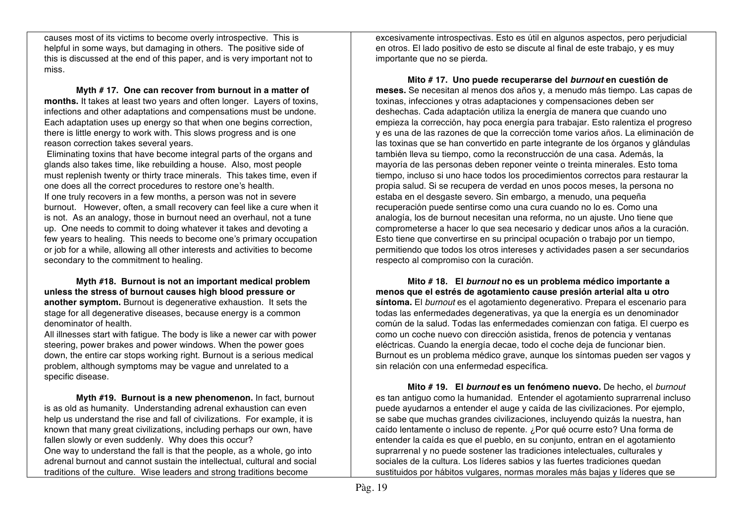causes most of its victims to become overly introspective. This is helpful in some ways, but damaging in others. The positive side of this is discussed at the end of this paper, and is very important not to miss.

**Myth # 17. One can recover from burnout in a matter of months.** It takes at least two years and often longer. Layers of toxins, infections and other adaptations and compensations must be undone. Each adaptation uses up energy so that when one begins correction, there is little energy to work with. This slows progress and is one reason correction takes several years.

Eliminating toxins that have become integral parts of the organs and glands also takes time, like rebuilding a house. Also, most people must replenish twenty or thirty trace minerals. This takes time, even if one does all the correct procedures to restore one's health.

If one truly recovers in a few months, a person was not in severe burnout. However, often, a small recovery can feel like a cure when it is not. As an analogy, those in burnout need an overhaul, not a tune up. One needs to commit to doing whatever it takes and devoting a few years to healing. This needs to become one's primary occupation or job for a while, allowing all other interests and activities to become secondary to the commitment to healing.

**Myth #18. Burnout is not an important medical problem unless the stress of burnout causes high blood pressure or another symptom.** Burnout is degenerative exhaustion. It sets the stage for all degenerative diseases, because energy is a common denominator of health.

All illnesses start with fatigue. The body is like a newer car with power steering, power brakes and power windows. When the power goes down, the entire car stops working right. Burnout is a serious medical problem, although symptoms may be vague and unrelated to a specific disease.

**Myth #19. Burnout is a new phenomenon.** In fact, burnout is as old as humanity. Understanding adrenal exhaustion can even help us understand the rise and fall of civilizations. For example, it is known that many great civilizations, including perhaps our own, have fallen slowly or even suddenly. Why does this occur?

One way to understand the fall is that the people, as a whole, go into adrenal burnout and cannot sustain the intellectual, cultural and social traditions of the culture. Wise leaders and strong traditions become

excesivamente introspectivas. Esto es útil en algunos aspectos, pero perjudicial en otros. El lado positivo de esto se discute al final de este trabajo, y es muy importante que no se pierda.

**Mito # 17. Uno puede recuperarse del *burnout* en cuestión de meses.** Se necesitan al menos dos años y, a menudo más tiempo. Las capas de toxinas, infecciones y otras adaptaciones y compensaciones deben ser deshechas. Cada adaptación utiliza la energía de manera que cuando uno empieza la corrección, hay poca energía para trabajar. Esto ralentiza el progreso y es una de las razones de que la corrección tome varios años. La eliminación de las toxinas que se han convertido en parte integrante de los órganos y glándulas también lleva su tiempo, como la reconstrucción de una casa. Además, la mayoría de las personas deben reponer veinte o treinta minerales. Esto toma tiempo, incluso si uno hace todos los procedimientos correctos para restaurar la propia salud. Si se recupera de verdad en unos pocos meses, la persona no estaba en el desgaste severo. Sin embargo, a menudo, una pequeña recuperación puede sentirse como una cura cuando no lo es. Como una analogía, los de burnout necesitan una reforma, no un ajuste. Uno tiene que comprometerse a hacer lo que sea necesario y dedicar unos años a la curación. Esto tiene que convertirse en su principal ocupación o trabajo por un tiempo, permitiendo que todos los otros intereses y actividades pasen a ser secundarios respecto al compromiso con la curación.

**Mito # 18. El *burnout* no es un problema médico importante a menos que el estrés de agotamiento cause presión arterial alta u otro síntoma.** El *burnout* es el agotamiento degenerativo. Prepara el escenario para todas las enfermedades degenerativas, ya que la energía es un denominador común de la salud. Todas las enfermedades comienzan con fatiga. El cuerpo es como un coche nuevo con dirección asistida, frenos de potencia y ventanas eléctricas. Cuando la energía decae, todo el coche deja de funcionar bien. Burnout es un problema médico grave, aunque los síntomas pueden ser vagos y sin relación con una enfermedad específica.

**Mito # 19. El *burnout* es un fenómeno nuevo.** De hecho, el *burnout* es tan antiguo como la humanidad. Entender el agotamiento suprarrenal incluso puede ayudarnos a entender el auge y caída de las civilizaciones. Por ejemplo, se sabe que muchas grandes civilizaciones, incluyendo quizás la nuestra, han caído lentamente o incluso de repente. ¿Por qué ocurre esto? Una forma de entender la caída es que el pueblo, en su conjunto, entran en el agotamiento suprarrenal y no puede sostener las tradiciones intelectuales, culturales y sociales de la cultura. Los líderes sabios y las fuertes tradiciones quedan sustituidos por hábitos vulgares, normas morales más bajas y líderes que se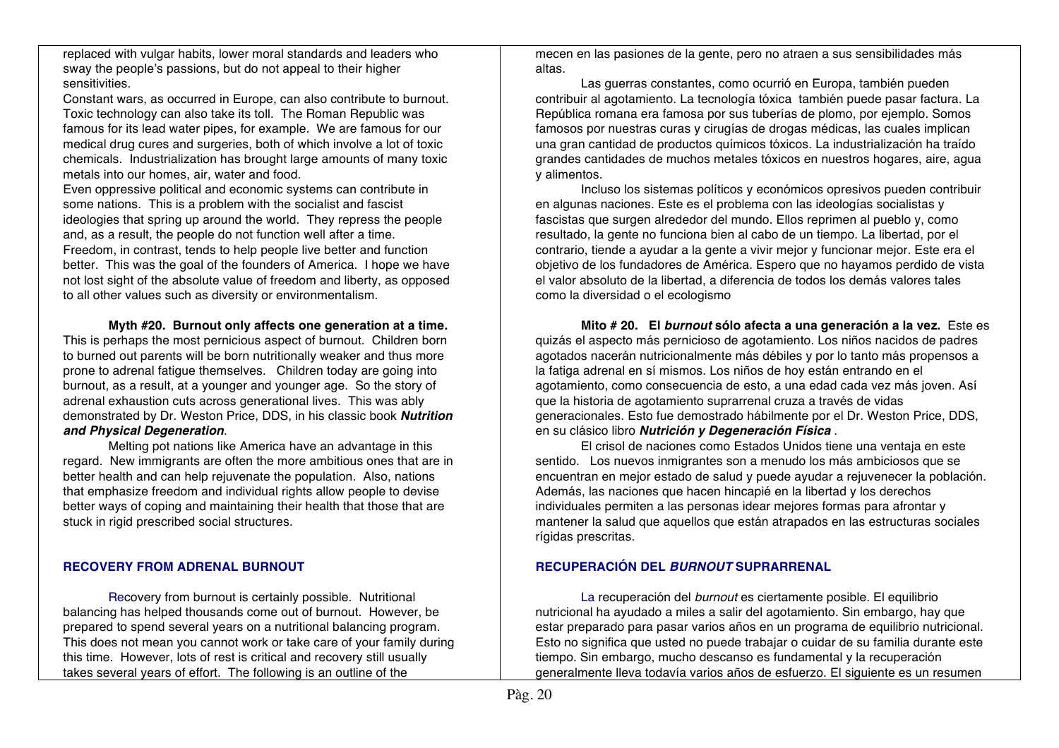replaced with vulgar habits, lower moral standards and leaders who sway the people's passions, but do not appeal to their higher sensitivities.

Constant wars, as occurred in Europe, can also contribute to burnout. Toxic technology can also take its toll. The Roman Republic was famous for its lead water pipes, for example. We are famous for our medical drug cures and surgeries, both of which involve a lot of toxic chemicals. Industrialization has brought large amounts of many toxic metals into our homes, air, water and food.

Even oppressive political and economic systems can contribute in some nations. This is a problem with the socialist and fascist ideologies that spring up around the world. They repress the people and, as a result, the people do not function well after a time. Freedom, in contrast, tends to help people live better and function better. This was the goal of the founders of America. I hope we have not lost sight of the absolute value of freedom and liberty, as opposed to all other values such as diversity or environmentalism.

**Myth #20. Burnout only affects one generation at a time.** This is perhaps the most pernicious aspect of burnout. Children born to burned out parents will be born nutritionally weaker and thus more prone to adrenal fatigue themselves. Children today are going into burnout, as a result, at a younger and younger age. So the story of adrenal exhaustion cuts across generational lives. This was ably demonstrated by Dr. Weston Price, DDS, in his classic book ***Nutrition and Physical Degeneration***.

Melting pot nations like America have an advantage in this regard. New immigrants are often the more ambitious ones that are in better health and can help rejuvenate the population. Also, nations that emphasize freedom and individual rights allow people to devise better ways of coping and maintaining their health that those that are stuck in rigid prescribed social structures.

## RECOVERY FROM ADRENAL BURNOUT

Recovery from burnout is certainly possible. Nutritional balancing has helped thousands come out of burnout. However, be prepared to spend several years on a nutritional balancing program. This does not mean you cannot work or take care of your family during this time. However, lots of rest is critical and recovery still usually takes several years of effort. The following is an outline of the

mecen en las pasiones de la gente, pero no atraen a sus sensibilidades más altas.

Las guerras constantes, como ocurrió en Europa, también pueden contribuir al agotamiento. La tecnología tóxica también puede pasar factura. La República romana era famosa por sus tuberías de plomo, por ejemplo. Somos famosos por nuestras curas y cirugías de drogas médicas, las cuales implican una gran cantidad de productos químicos tóxicos. La industrialización ha traído grandes cantidades de muchos metales tóxicos en nuestros hogares, aire, agua y alimentos.

Incluso los sistemas políticos y económicos opresivos pueden contribuir en algunas naciones. Este es el problema con las ideologías socialistas y fascistas que surgen alrededor del mundo. Ellos reprimen al pueblo y, como resultado, la gente no funciona bien al cabo de un tiempo. La libertad, por el contrario, tiende a ayudar a la gente a vivir mejor y funcionar mejor. Este era el objetivo de los fundadores de América. Espero que no hayamos perdido de vista el valor absoluto de la libertad, a diferencia de todos los demás valores tales como la diversidad o el ecologismo

**Mito # 20. El *burnout* sólo afecta a una generación a la vez.** Este es quizás el aspecto más pernicioso de agotamiento. Los niños nacidos de padres agotados nacerán nutricionalmente más débiles y por lo tanto más propensos a la fatiga adrenal en sí mismos. Los niños de hoy están entrando en el agotamiento, como consecuencia de esto, a una edad cada vez más joven. Así que la historia de agotamiento suprarrenal cruza a través de vidas generacionales. Esto fue demostrado hábilmente por el Dr. Weston Price, DDS, en su clásico libro ***Nutrición y Degeneración Física*** .

El crisol de naciones como Estados Unidos tiene una ventaja en este sentido. Los nuevos inmigrantes son a menudo los más ambiciosos que se encuentran en mejor estado de salud y puede ayudar a rejuvenecer la población. Además, las naciones que hacen hincapié en la libertad y los derechos individuales permiten a las personas idear mejores formas para afrontar y mantener la salud que aquellos que están atrapados en las estructuras sociales rígidas prescritas.

## RECUPERACIÓN DEL *BURNOUT* SUPRARRENAL

La recuperación del *burnout* es ciertamente posible. El equilibrio nutricional ha ayudado a miles a salir del agotamiento. Sin embargo, hay que estar preparado para pasar varios años en un programa de equilibrio nutricional. Esto no significa que usted no puede trabajar o cuidar de su familia durante este tiempo. Sin embargo, mucho descanso es fundamental y la recuperación generalmente lleva todavía varios años de esfuerzo. El siguiente es un resumen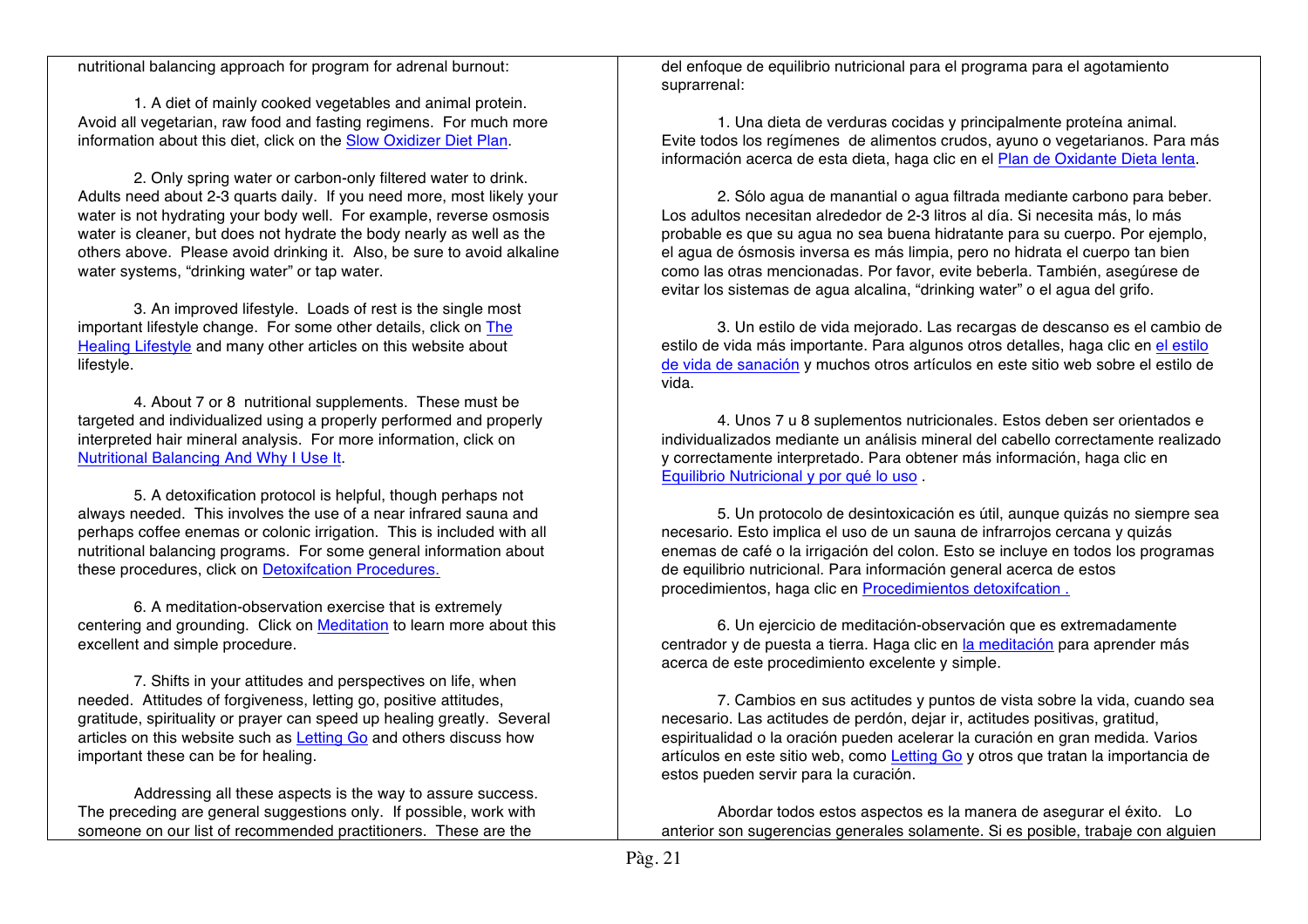nutritional balancing approach for program for adrenal burnout:

1. A diet of mainly cooked vegetables and animal protein. Avoid all vegetarian, raw food and fasting regimens. For much more information about this diet, click on the Slow Oxidizer Diet Plan.

2. Only spring water or carbon-only filtered water to drink. Adults need about 2-3 quarts daily. If you need more, most likely your water is not hydrating your body well. For example, reverse osmosis water is cleaner, but does not hydrate the body nearly as well as the others above. Please avoid drinking it. Also, be sure to avoid alkaline water systems, "drinking water" or tap water.

3. An improved lifestyle. Loads of rest is the single most important lifestyle change. For some other details, click on The Healing Lifestyle and many other articles on this website about lifestyle.

4. About 7 or 8 nutritional supplements. These must be targeted and individualized using a properly performed and properly interpreted hair mineral analysis. For more information, click on Nutritional Balancing And Why I Use It.

5. A detoxification protocol is helpful, though perhaps not always needed. This involves the use of a near infrared sauna and perhaps coffee enemas or colonic irrigation. This is included with all nutritional balancing programs. For some general information about these procedures, click on Detoxifcation Procedures.

6. A meditation-observation exercise that is extremely centering and grounding. Click on Meditation to learn more about this excellent and simple procedure.

7. Shifts in your attitudes and perspectives on life, when needed. Attitudes of forgiveness, letting go, positive attitudes, gratitude, spirituality or prayer can speed up healing greatly. Several articles on this website such as Letting Go and others discuss how important these can be for healing.

Addressing all these aspects is the way to assure success. The preceding are general suggestions only. If possible, work with someone on our list of recommended practitioners. These are the

del enfoque de equilibrio nutricional para el programa para el agotamiento suprarrenal:

1. Una dieta de verduras cocidas y principalmente proteína animal. Evite todos los regímenes de alimentos crudos, ayuno o vegetarianos. Para más información acerca de esta dieta, haga clic en el Plan de Oxidante Dieta lenta.

2. Sólo agua de manantial o agua filtrada mediante carbono para beber. Los adultos necesitan alrededor de 2-3 litros al día. Si necesita más, lo más probable es que su agua no sea buena hidratante para su cuerpo. Por ejemplo, el agua de ósmosis inversa es más limpia, pero no hidrata el cuerpo tan bien como las otras mencionadas. Por favor, evite beberla. También, asegúrese de evitar los sistemas de agua alcalina, "drinking water" o el agua del grifo.

3. Un estilo de vida mejorado. Las recargas de descanso es el cambio de estilo de vida más importante. Para algunos otros detalles, haga clic en el estilo de vida de sanación y muchos otros artículos en este sitio web sobre el estilo de vida.

4. Unos 7 u 8 suplementos nutricionales. Estos deben ser orientados e individualizados mediante un análisis mineral del cabello correctamente realizado y correctamente interpretado. Para obtener más información, haga clic en Equilibrio Nutricional y por qué lo uso .

5. Un protocolo de desintoxicación es útil, aunque quizás no siempre sea necesario. Esto implica el uso de un sauna de infrarrojos cercana y quizás enemas de café o la irrigación del colon. Esto se incluye en todos los programas de equilibrio nutricional. Para información general acerca de estos procedimientos, haga clic en Procedimientos detoxifcation .

6. Un ejercicio de meditación-observación que es extremadamente centrador y de puesta a tierra. Haga clic en la meditación para aprender más acerca de este procedimiento excelente y simple.

7. Cambios en sus actitudes y puntos de vista sobre la vida, cuando sea necesario. Las actitudes de perdón, dejar ir, actitudes positivas, gratitud, espiritualidad o la oración pueden acelerar la curación en gran medida. Varios artículos en este sitio web, como Letting Go y otros que tratan la importancia de estos pueden servir para la curación.

Abordar todos estos aspectos es la manera de asegurar el éxito. Lo anterior son sugerencias generales solamente. Si es posible, trabaje con alguien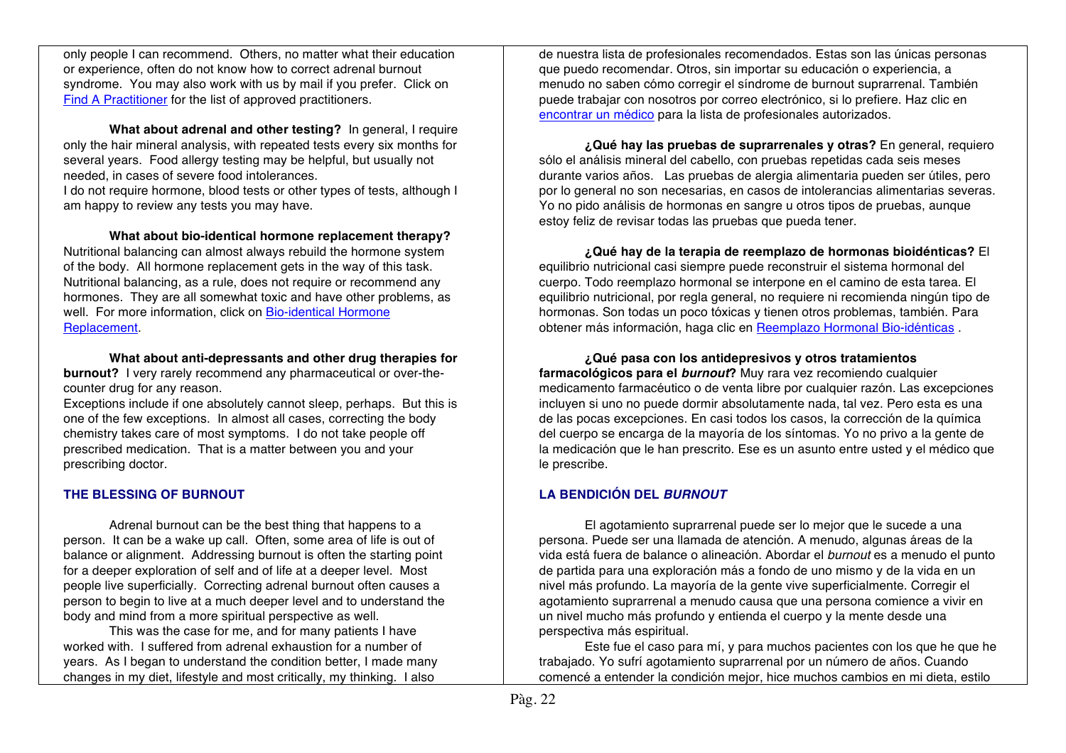only people I can recommend. Others, no matter what their education or experience, often do not know how to correct adrenal burnout syndrome. You may also work with us by mail if you prefer. Click on Find A Practitioner for the list of approved practitioners.

**What about adrenal and other testing?** In general, I require only the hair mineral analysis, with repeated tests every six months for several years. Food allergy testing may be helpful, but usually not needed, in cases of severe food intolerances.
I do not require hormone, blood tests or other types of tests, although I am happy to review any tests you may have.

**What about bio-identical hormone replacement therapy?** Nutritional balancing can almost always rebuild the hormone system of the body. All hormone replacement gets in the way of this task. Nutritional balancing, as a rule, does not require or recommend any hormones. They are all somewhat toxic and have other problems, as well. For more information, click on Bio-identical Hormone Replacement.

**What about anti-depressants and other drug therapies for burnout?** I very rarely recommend any pharmaceutical or over-the-counter drug for any reason.
Exceptions include if one absolutely cannot sleep, perhaps. But this is one of the few exceptions. In almost all cases, correcting the body chemistry takes care of most symptoms. I do not take people off prescribed medication. That is a matter between you and your prescribing doctor.

## THE BLESSING OF BURNOUT

Adrenal burnout can be the best thing that happens to a person. It can be a wake up call. Often, some area of life is out of balance or alignment. Addressing burnout is often the starting point for a deeper exploration of self and of life at a deeper level. Most people live superficially. Correcting adrenal burnout often causes a person to begin to live at a much deeper level and to understand the body and mind from a more spiritual perspective as well.

This was the case for me, and for many patients I have worked with. I suffered from adrenal exhaustion for a number of years. As I began to understand the condition better, I made many changes in my diet, lifestyle and most critically, my thinking. I also

de nuestra lista de profesionales recomendados. Estas son las únicas personas que puedo recomendar. Otros, sin importar su educación o experiencia, a menudo no saben cómo corregir el síndrome de burnout suprarrenal. También puede trabajar con nosotros por correo electrónico, si lo prefiere. Haz clic en encontrar un médico para la lista de profesionales autorizados.

**¿Qué hay las pruebas de suprarrenales y otras?** En general, requiero sólo el análisis mineral del cabello, con pruebas repetidas cada seis meses durante varios años. Las pruebas de alergia alimentaria pueden ser útiles, pero por lo general no son necesarias, en casos de intolerancias alimentarias severas. Yo no pido análisis de hormonas en sangre u otros tipos de pruebas, aunque estoy feliz de revisar todas las pruebas que pueda tener.

**¿Qué hay de la terapia de reemplazo de hormonas bioidénticas?** El equilibrio nutricional casi siempre puede reconstruir el sistema hormonal del cuerpo. Todo reemplazo hormonal se interpone en el camino de esta tarea. El equilibrio nutricional, por regla general, no requiere ni recomienda ningún tipo de hormonas. Son todas un poco tóxicas y tienen otros problemas, también. Para obtener más información, haga clic en Reemplazo Hormonal Bio-idénticas .

**¿Qué pasa con los antidepresivos y otros tratamientos farmacológicos para el *burnout*?** Muy rara vez recomiendo cualquier medicamento farmacéutico o de venta libre por cualquier razón. Las excepciones incluyen si uno no puede dormir absolutamente nada, tal vez. Pero esta es una de las pocas excepciones. En casi todos los casos, la corrección de la química del cuerpo se encarga de la mayoría de los síntomas. Yo no privo a la gente de la medicación que le han prescrito. Ese es un asunto entre usted y el médico que le prescribe.

## LA BENDICIÓN DEL *BURNOUT*

El agotamiento suprarrenal puede ser lo mejor que le sucede a una persona. Puede ser una llamada de atención. A menudo, algunas áreas de la vida está fuera de balance o alineación. Abordar el *burnout* es a menudo el punto de partida para una exploración más a fondo de uno mismo y de la vida en un nivel más profundo. La mayoría de la gente vive superficialmente. Corregir el agotamiento suprarrenal a menudo causa que una persona comience a vivir en un nivel mucho más profundo y entienda el cuerpo y la mente desde una perspectiva más espiritual.

Este fue el caso para mí, y para muchos pacientes con los que he que he trabajado. Yo sufrí agotamiento suprarrenal por un número de años. Cuando comencé a entender la condición mejor, hice muchos cambios en mi dieta, estilo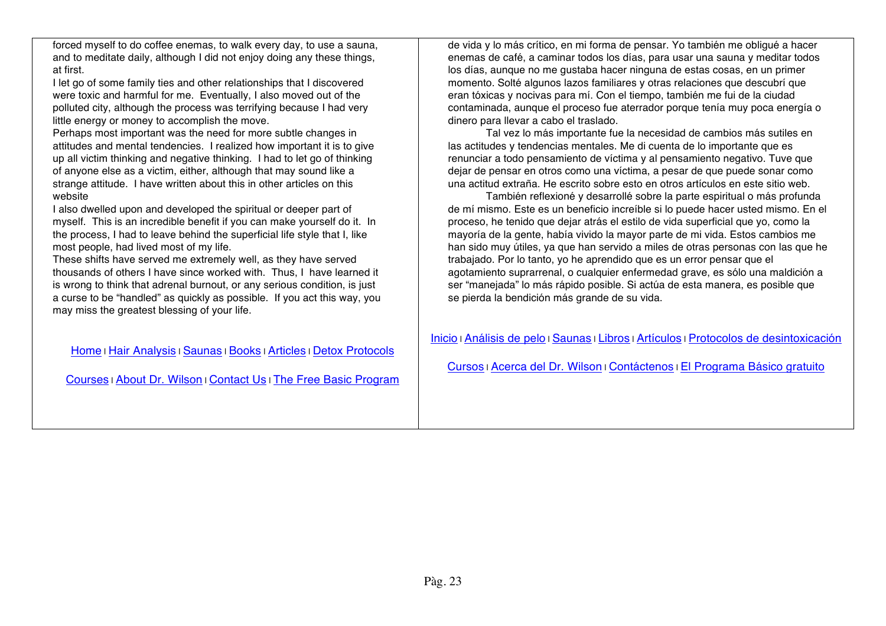forced myself to do coffee enemas, to walk every day, to use a sauna, and to meditate daily, although I did not enjoy doing any these things, at first.

I let go of some family ties and other relationships that I discovered were toxic and harmful for me. Eventually, I also moved out of the polluted city, although the process was terrifying because I had very little energy or money to accomplish the move.

Perhaps most important was the need for more subtle changes in attitudes and mental tendencies. I realized how important it is to give up all victim thinking and negative thinking. I had to let go of thinking of anyone else as a victim, either, although that may sound like a strange attitude. I have written about this in other articles on this website

I also dwelled upon and developed the spiritual or deeper part of myself. This is an incredible benefit if you can make yourself do it. In the process, I had to leave behind the superficial life style that I, like most people, had lived most of my life.

These shifts have served me extremely well, as they have served thousands of others I have since worked with. Thus, I have learned it is wrong to think that adrenal burnout, or any serious condition, is just a curse to be "handled" as quickly as possible. If you act this way, you may miss the greatest blessing of your life.

Home | Hair Analysis | Saunas | Books | Articles | Detox Protocols

Courses | About Dr. Wilson | Contact Us | The Free Basic Program

de vida y lo más crítico, en mi forma de pensar. Yo también me obligué a hacer enemas de café, a caminar todos los días, para usar una sauna y meditar todos los días, aunque no me gustaba hacer ninguna de estas cosas, en un primer momento. Solté algunos lazos familiares y otras relaciones que descubrí que eran tóxicas y nocivas para mí. Con el tiempo, también me fui de la ciudad contaminada, aunque el proceso fue aterrador porque tenía muy poca energía o dinero para llevar a cabo el traslado.

Tal vez lo más importante fue la necesidad de cambios más sutiles en las actitudes y tendencias mentales. Me di cuenta de lo importante que es renunciar a todo pensamiento de víctima y al pensamiento negativo. Tuve que dejar de pensar en otros como una víctima, a pesar de que puede sonar como una actitud extraña. He escrito sobre esto en otros artículos en este sitio web.

También reflexioné y desarrollé sobre la parte espiritual o más profunda de mí mismo. Este es un beneficio increíble si lo puede hacer usted mismo. En el proceso, he tenido que dejar atrás el estilo de vida superficial que yo, como la mayoría de la gente, había vivido la mayor parte de mi vida. Estos cambios me han sido muy útiles, ya que han servido a miles de otras personas con las que he trabajado. Por lo tanto, yo he aprendido que es un error pensar que el agotamiento suprarrenal, o cualquier enfermedad grave, es sólo una maldición a ser "manejada" lo más rápido posible. Si actúa de esta manera, es posible que se pierda la bendición más grande de su vida.

Inicio | Análisis de pelo | Saunas | Libros | Artículos | Protocolos de desintoxicación

Cursos | Acerca del Dr. Wilson | Contáctenos | El Programa Básico gratuito